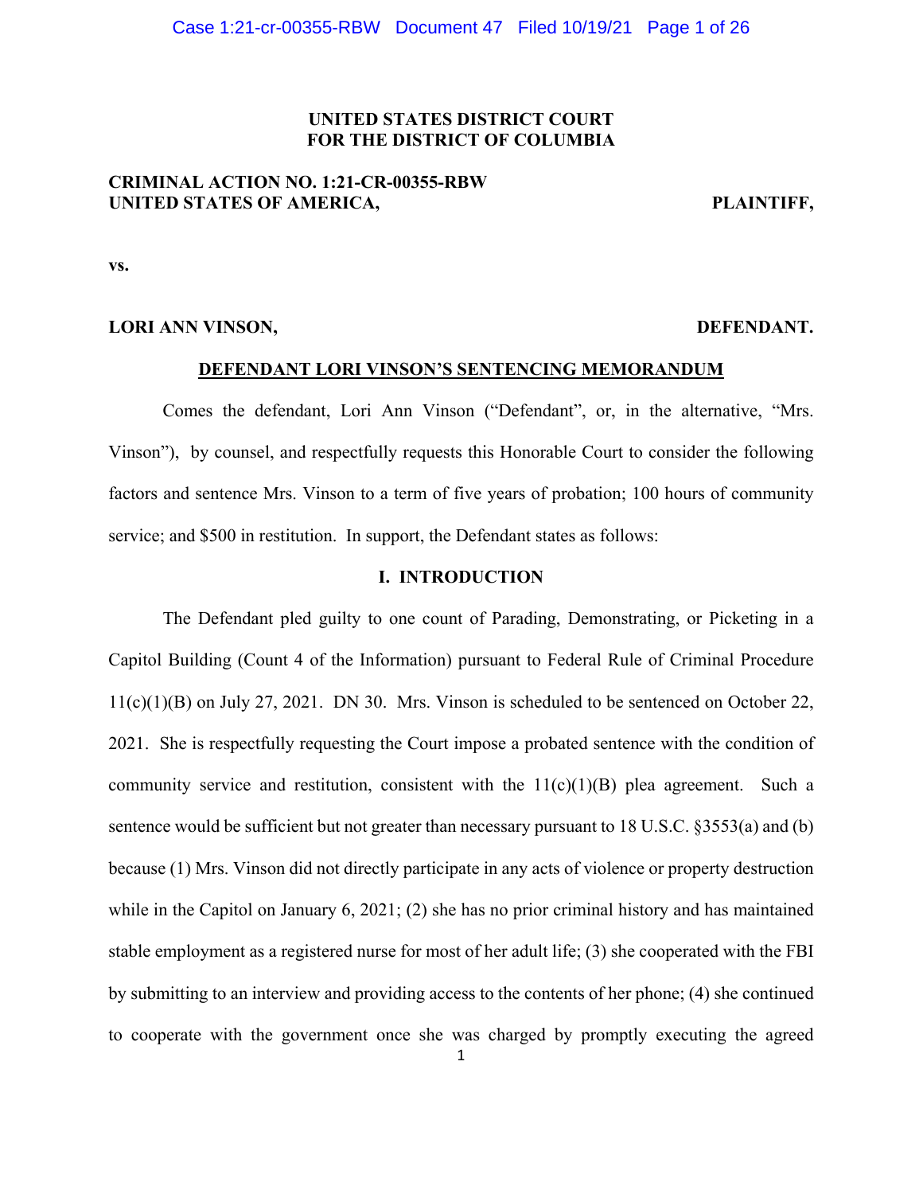**UNITED STATES DISTRICT COURT**
**FOR THE DISTRICT OF COLUMBIA**

**CRIMINAL ACTION NO. 1:21-CR-00355-RBW**
**UNITED STATES OF AMERICA, PLAINTIFF,**

**vs.**

**LORI ANN VINSON, DEFENDANT.**

## DEFENDANT LORI VINSON'S SENTENCING MEMORANDUM

Comes the defendant, Lori Ann Vinson ("Defendant", or, in the alternative, "Mrs. Vinson"), by counsel, and respectfully requests this Honorable Court to consider the following factors and sentence Mrs. Vinson to a term of five years of probation; 100 hours of community service; and $500 in restitution. In support, the Defendant states as follows:

### I. INTRODUCTION

The Defendant pled guilty to one count of Parading, Demonstrating, or Picketing in a Capitol Building (Count 4 of the Information) pursuant to Federal Rule of Criminal Procedure 11(c)(1)(B) on July 27, 2021. DN 30. Mrs. Vinson is scheduled to be sentenced on October 22, 2021. She is respectfully requesting the Court impose a probated sentence with the condition of community service and restitution, consistent with the 11(c)(1)(B) plea agreement. Such a sentence would be sufficient but not greater than necessary pursuant to 18 U.S.C. §3553(a) and (b) because (1) Mrs. Vinson did not directly participate in any acts of violence or property destruction while in the Capitol on January 6, 2021; (2) she has no prior criminal history and has maintained stable employment as a registered nurse for most of her adult life; (3) she cooperated with the FBI by submitting to an interview and providing access to the contents of her phone; (4) she continued to cooperate with the government once she was charged by promptly executing the agreed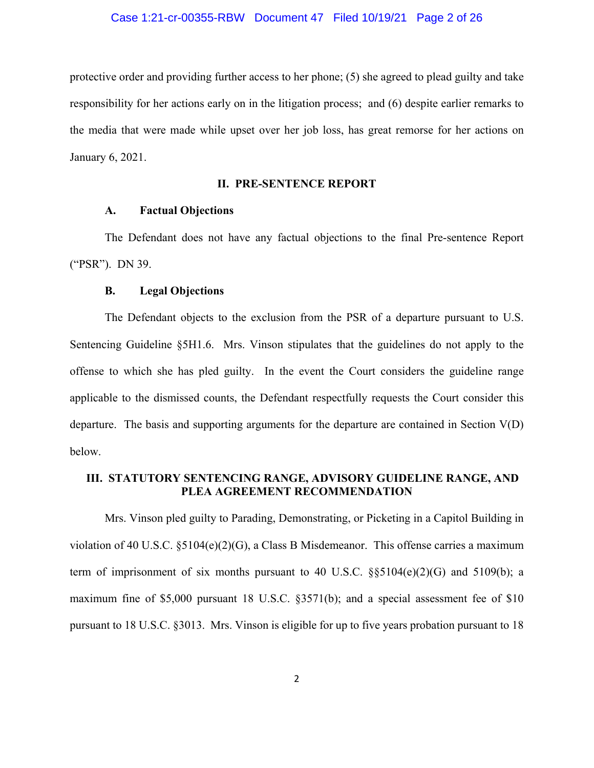protective order and providing further access to her phone; (5) she agreed to plead guilty and take responsibility for her actions early on in the litigation process; and (6) despite earlier remarks to the media that were made while upset over her job loss, has great remorse for her actions on January 6, 2021.

## II. PRE-SENTENCE REPORT

### A. Factual Objections

The Defendant does not have any factual objections to the final Pre-sentence Report ("PSR"). DN 39.

### B. Legal Objections

The Defendant objects to the exclusion from the PSR of a departure pursuant to U.S. Sentencing Guideline §5H1.6. Mrs. Vinson stipulates that the guidelines do not apply to the offense to which she has pled guilty. In the event the Court considers the guideline range applicable to the dismissed counts, the Defendant respectfully requests the Court consider this departure. The basis and supporting arguments for the departure are contained in Section V(D) below.

## III. STATUTORY SENTENCING RANGE, ADVISORY GUIDELINE RANGE, AND PLEA AGREEMENT RECOMMENDATION

Mrs. Vinson pled guilty to Parading, Demonstrating, or Picketing in a Capitol Building in violation of 40 U.S.C. §5104(e)(2)(G), a Class B Misdemeanor. This offense carries a maximum term of imprisonment of six months pursuant to 40 U.S.C. §§5104(e)(2)(G) and 5109(b); a maximum fine of $5,000 pursuant 18 U.S.C. §3571(b); and a special assessment fee of $10 pursuant to 18 U.S.C. §3013. Mrs. Vinson is eligible for up to five years probation pursuant to 18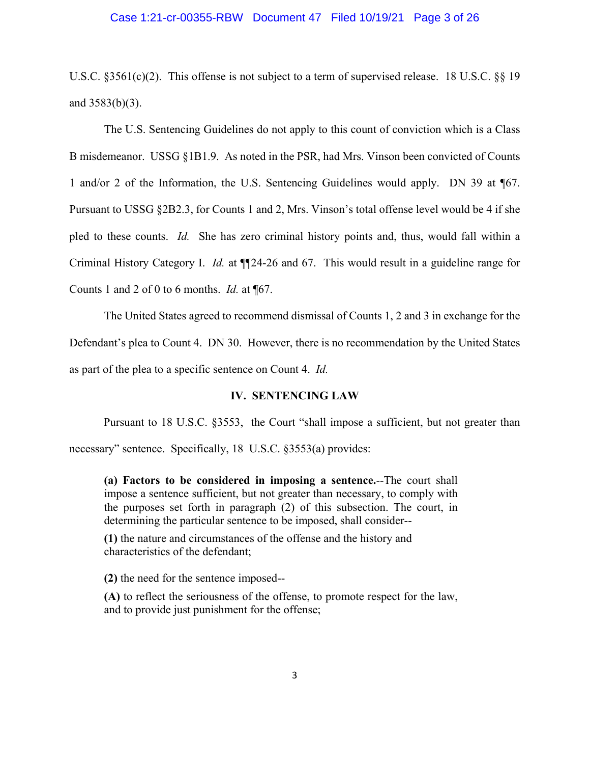U.S.C. §3561(c)(2). This offense is not subject to a term of supervised release. 18 U.S.C. §§ 19 and 3583(b)(3).

The U.S. Sentencing Guidelines do not apply to this count of conviction which is a Class B misdemeanor. USSG §1B1.9. As noted in the PSR, had Mrs. Vinson been convicted of Counts 1 and/or 2 of the Information, the U.S. Sentencing Guidelines would apply. DN 39 at ¶67. Pursuant to USSG §2B2.3, for Counts 1 and 2, Mrs. Vinson's total offense level would be 4 if she pled to these counts. *Id.* She has zero criminal history points and, thus, would fall within a Criminal History Category I. *Id.* at ¶¶24-26 and 67. This would result in a guideline range for Counts 1 and 2 of 0 to 6 months. *Id.* at ¶67.

The United States agreed to recommend dismissal of Counts 1, 2 and 3 in exchange for the Defendant's plea to Count 4. DN 30. However, there is no recommendation by the United States as part of the plea to a specific sentence on Count 4. *Id.*

## IV. SENTENCING LAW

Pursuant to 18 U.S.C. §3553, the Court "shall impose a sufficient, but not greater than necessary" sentence. Specifically, 18 U.S.C. §3553(a) provides:

> **(a) Factors to be considered in imposing a sentence.**--The court shall impose a sentence sufficient, but not greater than necessary, to comply with the purposes set forth in paragraph (2) of this subsection. The court, in determining the particular sentence to be imposed, shall consider--
>
> **(1)** the nature and circumstances of the offense and the history and characteristics of the defendant;
>
> **(2)** the need for the sentence imposed--
>
> **(A)** to reflect the seriousness of the offense, to promote respect for the law, and to provide just punishment for the offense;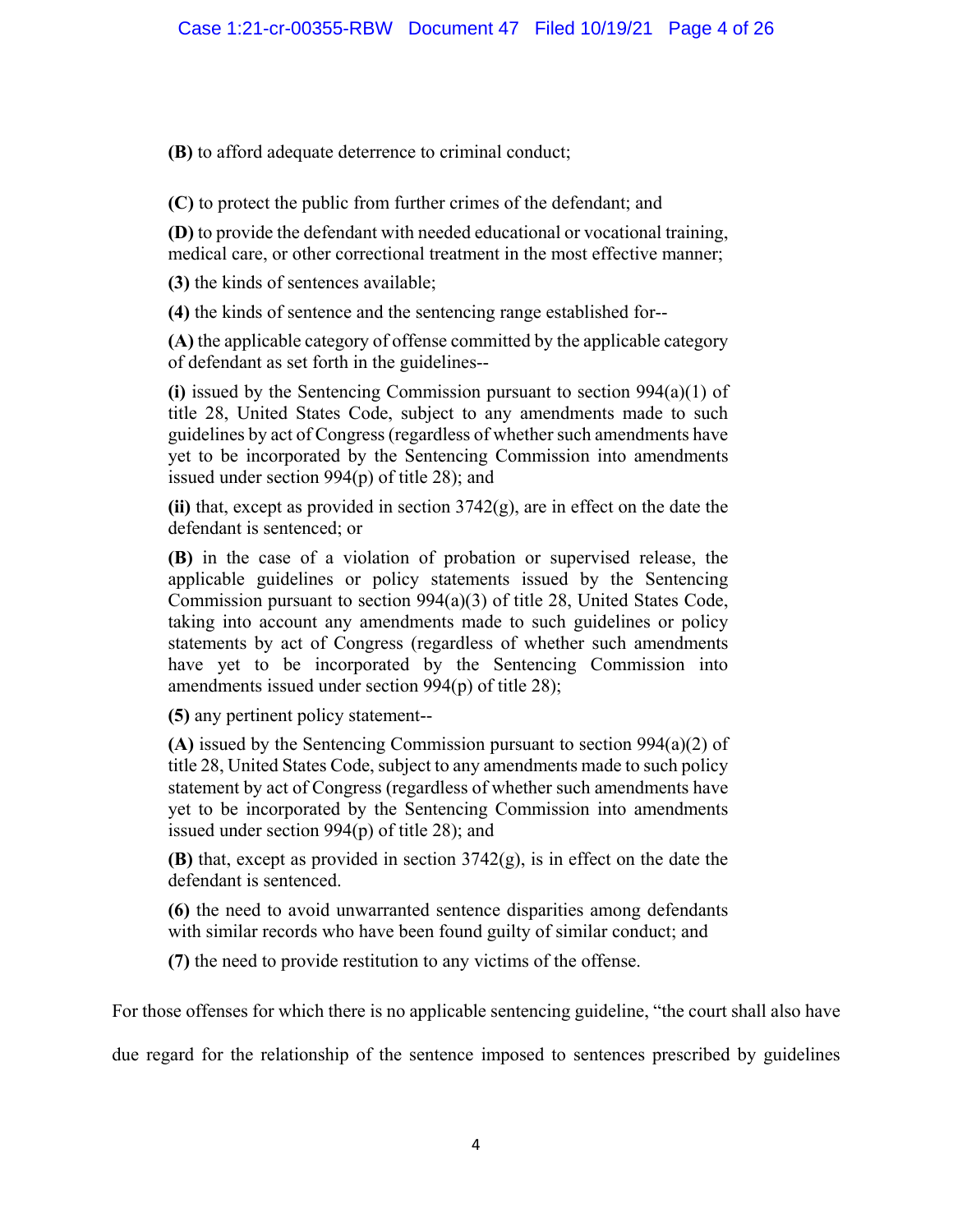> **(B)** to afford adequate deterrence to criminal conduct;
>
> **(C)** to protect the public from further crimes of the defendant; and
>
> **(D)** to provide the defendant with needed educational or vocational training, medical care, or other correctional treatment in the most effective manner;
>
> **(3)** the kinds of sentences available;
>
> **(4)** the kinds of sentence and the sentencing range established for--
>
> **(A)** the applicable category of offense committed by the applicable category of defendant as set forth in the guidelines--
>
> **(i)** issued by the Sentencing Commission pursuant to section 994(a)(1) of title 28, United States Code, subject to any amendments made to such guidelines by act of Congress (regardless of whether such amendments have yet to be incorporated by the Sentencing Commission into amendments issued under section 994(p) of title 28); and
>
> **(ii)** that, except as provided in section 3742(g), are in effect on the date the defendant is sentenced; or
>
> **(B)** in the case of a violation of probation or supervised release, the applicable guidelines or policy statements issued by the Sentencing Commission pursuant to section 994(a)(3) of title 28, United States Code, taking into account any amendments made to such guidelines or policy statements by act of Congress (regardless of whether such amendments have yet to be incorporated by the Sentencing Commission into amendments issued under section 994(p) of title 28);
>
> **(5)** any pertinent policy statement--
>
> **(A)** issued by the Sentencing Commission pursuant to section 994(a)(2) of title 28, United States Code, subject to any amendments made to such policy statement by act of Congress (regardless of whether such amendments have yet to be incorporated by the Sentencing Commission into amendments issued under section 994(p) of title 28); and
>
> **(B)** that, except as provided in section 3742(g), is in effect on the date the defendant is sentenced.
>
> **(6)** the need to avoid unwarranted sentence disparities among defendants with similar records who have been found guilty of similar conduct; and
>
> **(7)** the need to provide restitution to any victims of the offense.

For those offenses for which there is no applicable sentencing guideline, "the court shall also have due regard for the relationship of the sentence imposed to sentences prescribed by guidelines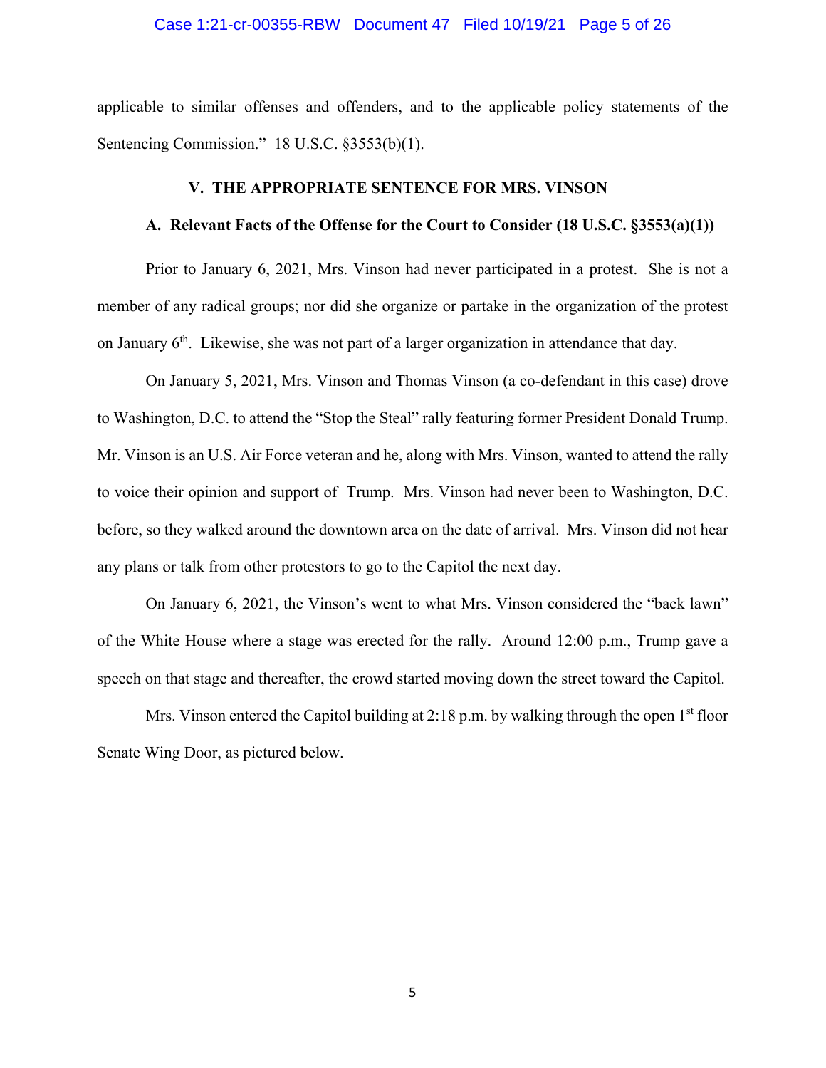applicable to similar offenses and offenders, and to the applicable policy statements of the Sentencing Commission." 18 U.S.C. §3553(b)(1).

## V. THE APPROPRIATE SENTENCE FOR MRS. VINSON

### A. Relevant Facts of the Offense for the Court to Consider (18 U.S.C. §3553(a)(1))

Prior to January 6, 2021, Mrs. Vinson had never participated in a protest. She is not a member of any radical groups; nor did she organize or partake in the organization of the protest on January 6th. Likewise, she was not part of a larger organization in attendance that day.

On January 5, 2021, Mrs. Vinson and Thomas Vinson (a co-defendant in this case) drove to Washington, D.C. to attend the "Stop the Steal" rally featuring former President Donald Trump. Mr. Vinson is an U.S. Air Force veteran and he, along with Mrs. Vinson, wanted to attend the rally to voice their opinion and support of Trump. Mrs. Vinson had never been to Washington, D.C. before, so they walked around the downtown area on the date of arrival. Mrs. Vinson did not hear any plans or talk from other protestors to go to the Capitol the next day.

On January 6, 2021, the Vinson's went to what Mrs. Vinson considered the "back lawn" of the White House where a stage was erected for the rally. Around 12:00 p.m., Trump gave a speech on that stage and thereafter, the crowd started moving down the street toward the Capitol.

Mrs. Vinson entered the Capitol building at 2:18 p.m. by walking through the open 1st floor Senate Wing Door, as pictured below.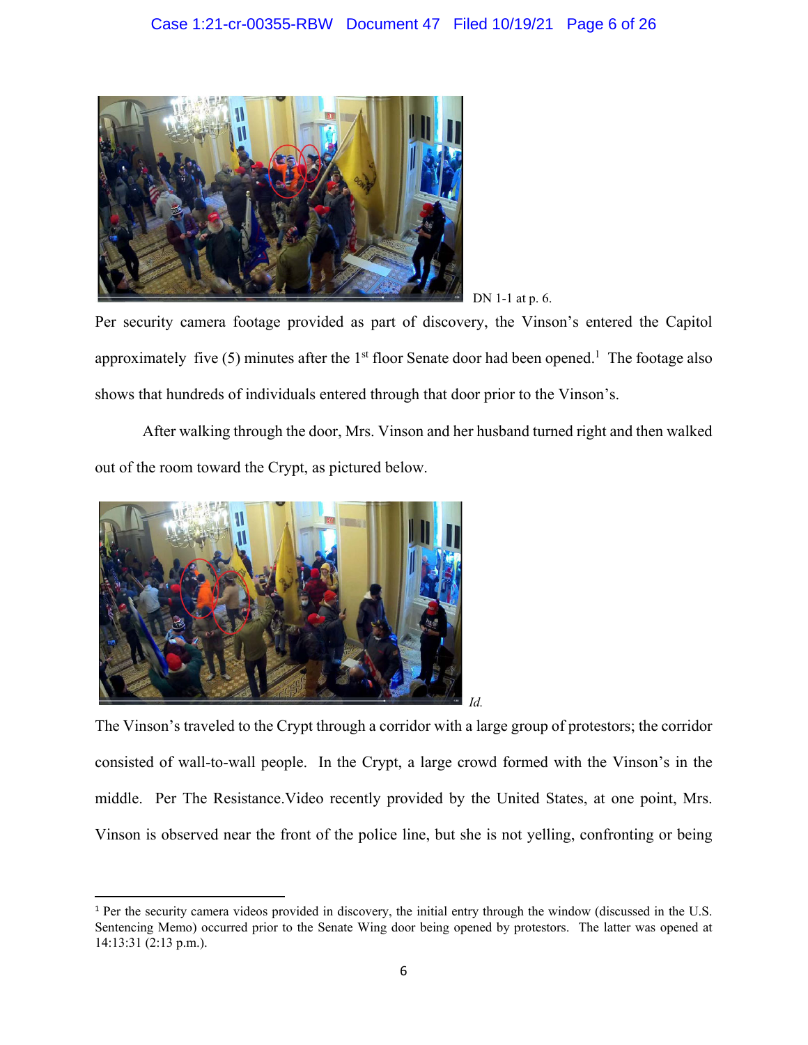DN 1-1 at p. 6.

Per security camera footage provided as part of discovery, the Vinson's entered the Capitol approximately five (5) minutes after the 1st floor Senate door had been opened.[1] The footage also shows that hundreds of individuals entered through that door prior to the Vinson's.

After walking through the door, Mrs. Vinson and her husband turned right and then walked out of the room toward the Crypt, as pictured below.

*Id.*

The Vinson's traveled to the Crypt through a corridor with a large group of protestors; the corridor consisted of wall-to-wall people. In the Crypt, a large crowd formed with the Vinson's in the middle. Per The Resistance.Video recently provided by the United States, at one point, Mrs. Vinson is observed near the front of the police line, but she is not yelling, confronting or being

---

[1] Per the security camera videos provided in discovery, the initial entry through the window (discussed in the U.S. Sentencing Memo) occurred prior to the Senate Wing door being opened by protestors. The latter was opened at 14:13:31 (2:13 p.m.).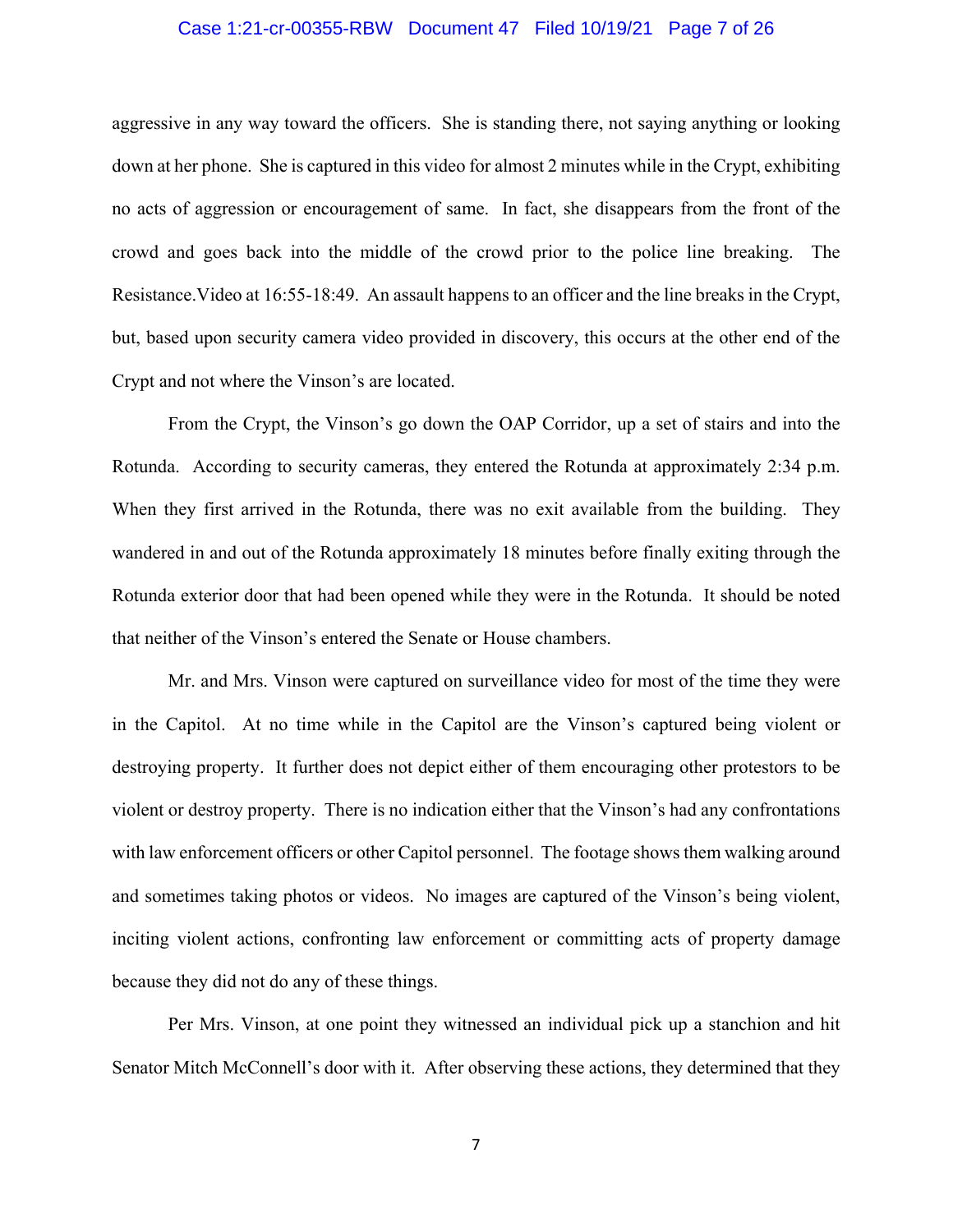aggressive in any way toward the officers. She is standing there, not saying anything or looking down at her phone. She is captured in this video for almost 2 minutes while in the Crypt, exhibiting no acts of aggression or encouragement of same. In fact, she disappears from the front of the crowd and goes back into the middle of the crowd prior to the police line breaking. The Resistance.Video at 16:55-18:49. An assault happens to an officer and the line breaks in the Crypt, but, based upon security camera video provided in discovery, this occurs at the other end of the Crypt and not where the Vinson's are located.

From the Crypt, the Vinson's go down the OAP Corridor, up a set of stairs and into the Rotunda. According to security cameras, they entered the Rotunda at approximately 2:34 p.m. When they first arrived in the Rotunda, there was no exit available from the building. They wandered in and out of the Rotunda approximately 18 minutes before finally exiting through the Rotunda exterior door that had been opened while they were in the Rotunda. It should be noted that neither of the Vinson's entered the Senate or House chambers.

Mr. and Mrs. Vinson were captured on surveillance video for most of the time they were in the Capitol. At no time while in the Capitol are the Vinson's captured being violent or destroying property. It further does not depict either of them encouraging other protestors to be violent or destroy property. There is no indication either that the Vinson's had any confrontations with law enforcement officers or other Capitol personnel. The footage shows them walking around and sometimes taking photos or videos. No images are captured of the Vinson's being violent, inciting violent actions, confronting law enforcement or committing acts of property damage because they did not do any of these things.

Per Mrs. Vinson, at one point they witnessed an individual pick up a stanchion and hit Senator Mitch McConnell's door with it. After observing these actions, they determined that they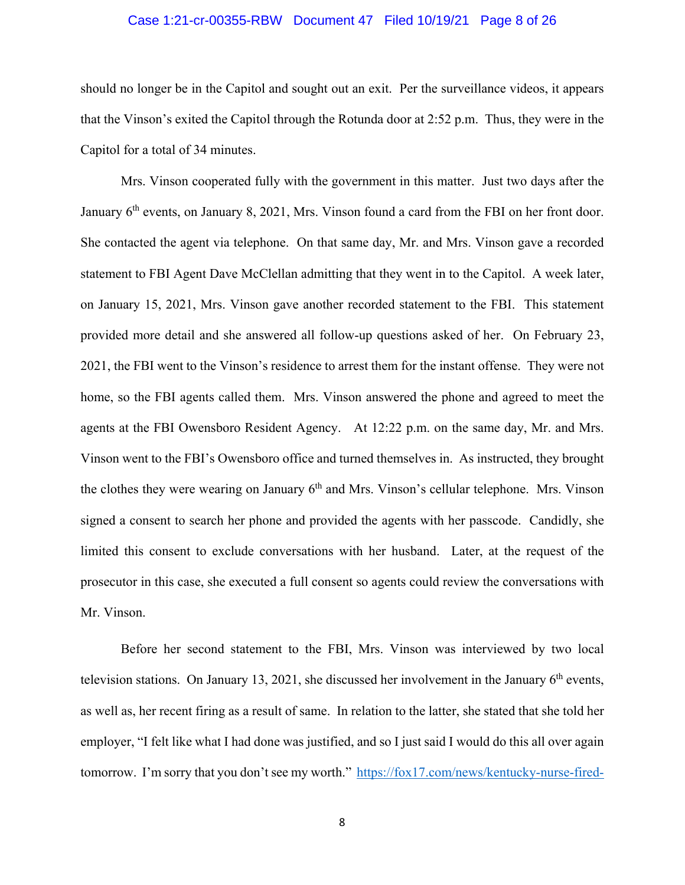should no longer be in the Capitol and sought out an exit. Per the surveillance videos, it appears that the Vinson's exited the Capitol through the Rotunda door at 2:52 p.m. Thus, they were in the Capitol for a total of 34 minutes.

Mrs. Vinson cooperated fully with the government in this matter. Just two days after the January 6th events, on January 8, 2021, Mrs. Vinson found a card from the FBI on her front door. She contacted the agent via telephone. On that same day, Mr. and Mrs. Vinson gave a recorded statement to FBI Agent Dave McClellan admitting that they went in to the Capitol. A week later, on January 15, 2021, Mrs. Vinson gave another recorded statement to the FBI. This statement provided more detail and she answered all follow-up questions asked of her. On February 23, 2021, the FBI went to the Vinson's residence to arrest them for the instant offense. They were not home, so the FBI agents called them. Mrs. Vinson answered the phone and agreed to meet the agents at the FBI Owensboro Resident Agency. At 12:22 p.m. on the same day, Mr. and Mrs. Vinson went to the FBI's Owensboro office and turned themselves in. As instructed, they brought the clothes they were wearing on January 6th and Mrs. Vinson's cellular telephone. Mrs. Vinson signed a consent to search her phone and provided the agents with her passcode. Candidly, she limited this consent to exclude conversations with her husband. Later, at the request of the prosecutor in this case, she executed a full consent so agents could review the conversations with Mr. Vinson.

Before her second statement to the FBI, Mrs. Vinson was interviewed by two local television stations. On January 13, 2021, she discussed her involvement in the January 6th events, as well as, her recent firing as a result of same. In relation to the latter, she stated that she told her employer, "I felt like what I had done was justified, and so I just said I would do this all over again tomorrow. I'm sorry that you don't see my worth." https://fox17.com/news/kentucky-nurse-fired-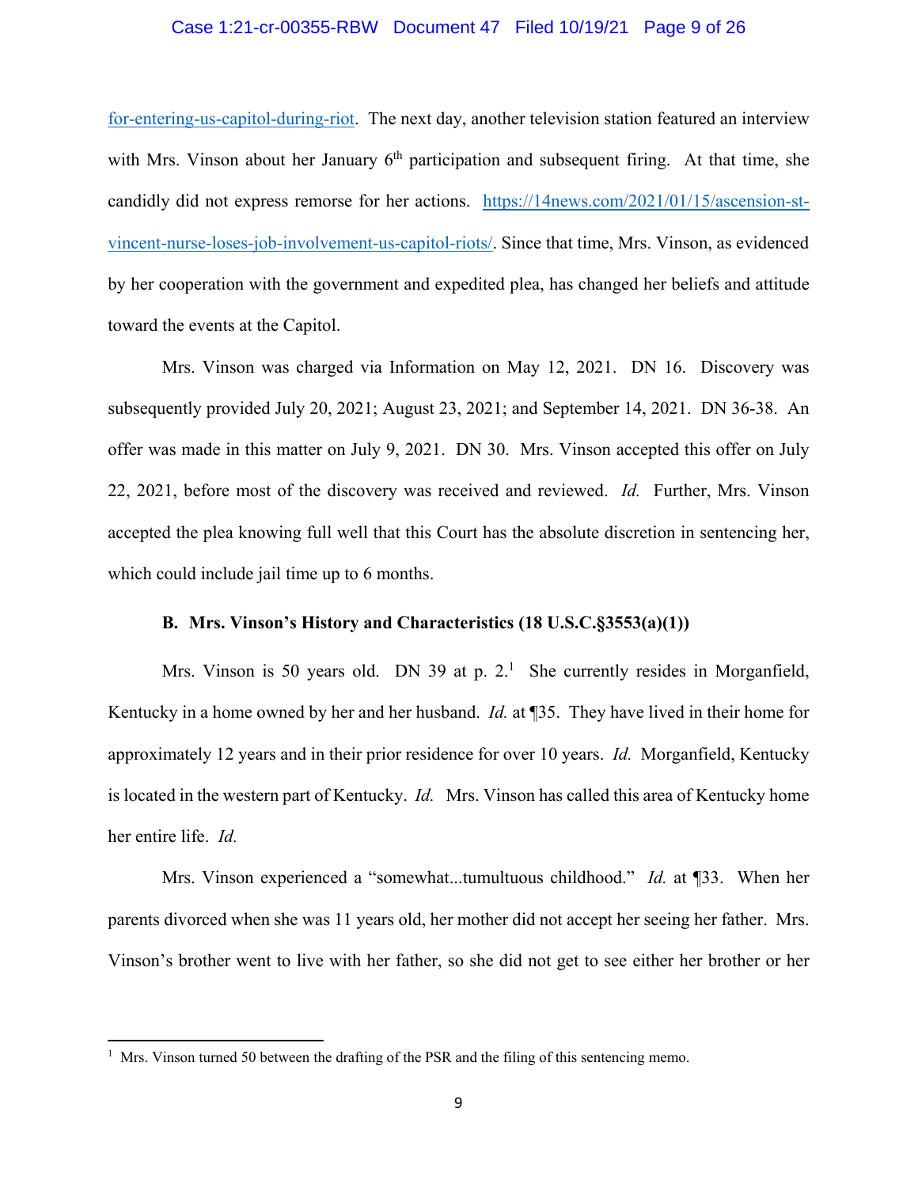for-entering-us-capitol-during-riot. The next day, another television station featured an interview with Mrs. Vinson about her January 6th participation and subsequent firing. At that time, she candidly did not express remorse for her actions. https://14news.com/2021/01/15/ascension-st-vincent-nurse-loses-job-involvement-us-capitol-riots/. Since that time, Mrs. Vinson, as evidenced by her cooperation with the government and expedited plea, has changed her beliefs and attitude toward the events at the Capitol.

Mrs. Vinson was charged via Information on May 12, 2021. DN 16. Discovery was subsequently provided July 20, 2021; August 23, 2021; and September 14, 2021. DN 36-38. An offer was made in this matter on July 9, 2021. DN 30. Mrs. Vinson accepted this offer on July 22, 2021, before most of the discovery was received and reviewed. *Id.* Further, Mrs. Vinson accepted the plea knowing full well that this Court has the absolute discretion in sentencing her, which could include jail time up to 6 months.

### B. Mrs. Vinson's History and Characteristics (18 U.S.C.§3553(a)(1))

Mrs. Vinson is 50 years old. DN 39 at p. 2.[1] She currently resides in Morganfield, Kentucky in a home owned by her and her husband. *Id.* at ¶35. They have lived in their home for approximately 12 years and in their prior residence for over 10 years. *Id.* Morganfield, Kentucky is located in the western part of Kentucky. *Id.* Mrs. Vinson has called this area of Kentucky home her entire life. *Id.*

Mrs. Vinson experienced a "somewhat...tumultuous childhood." *Id.* at ¶33. When her parents divorced when she was 11 years old, her mother did not accept her seeing her father. Mrs. Vinson's brother went to live with her father, so she did not get to see either her brother or her

---

[1] Mrs. Vinson turned 50 between the drafting of the PSR and the filing of this sentencing memo.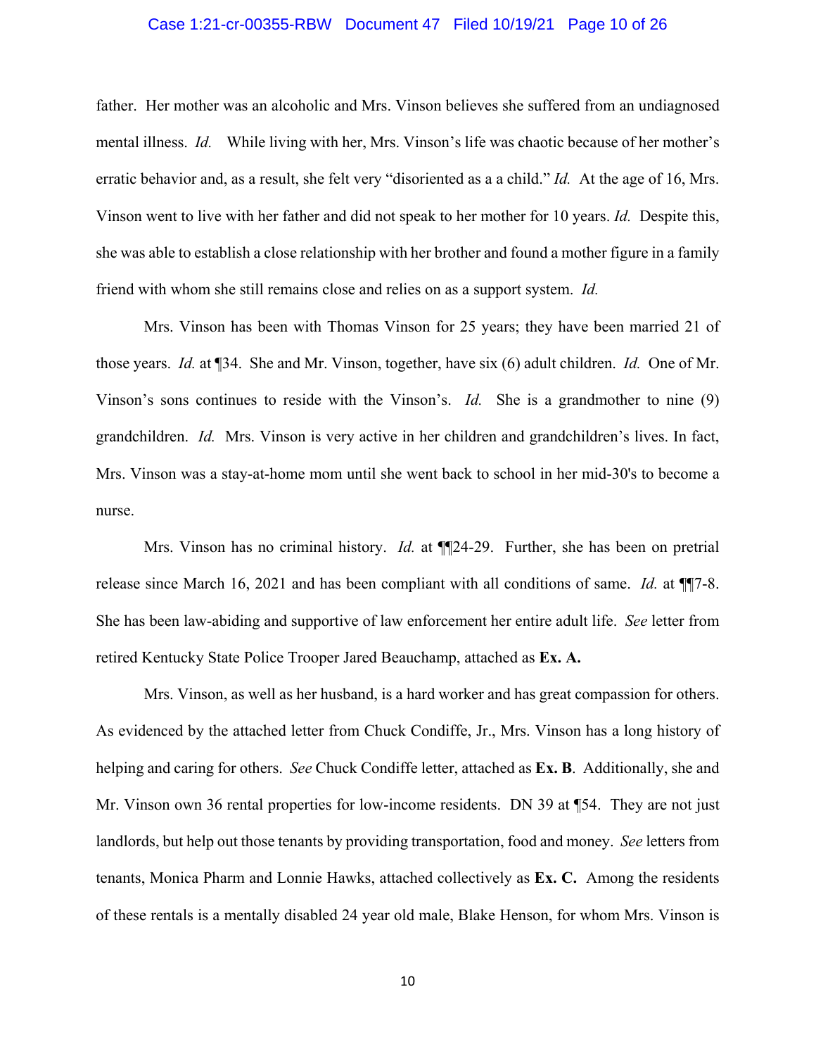father. Her mother was an alcoholic and Mrs. Vinson believes she suffered from an undiagnosed mental illness. *Id.* While living with her, Mrs. Vinson's life was chaotic because of her mother's erratic behavior and, as a result, she felt very "disoriented as a a child." *Id.* At the age of 16, Mrs. Vinson went to live with her father and did not speak to her mother for 10 years. *Id.* Despite this, she was able to establish a close relationship with her brother and found a mother figure in a family friend with whom she still remains close and relies on as a support system. *Id.*

Mrs. Vinson has been with Thomas Vinson for 25 years; they have been married 21 of those years. *Id.* at ¶34. She and Mr. Vinson, together, have six (6) adult children. *Id.* One of Mr. Vinson's sons continues to reside with the Vinson's. *Id.* She is a grandmother to nine (9) grandchildren. *Id.* Mrs. Vinson is very active in her children and grandchildren's lives. In fact, Mrs. Vinson was a stay-at-home mom until she went back to school in her mid-30's to become a nurse.

Mrs. Vinson has no criminal history. *Id.* at ¶¶24-29. Further, she has been on pretrial release since March 16, 2021 and has been compliant with all conditions of same. *Id.* at ¶¶7-8. She has been law-abiding and supportive of law enforcement her entire adult life. *See* letter from retired Kentucky State Police Trooper Jared Beauchamp, attached as **Ex. A.**

Mrs. Vinson, as well as her husband, is a hard worker and has great compassion for others. As evidenced by the attached letter from Chuck Condiffe, Jr., Mrs. Vinson has a long history of helping and caring for others. *See* Chuck Condiffe letter, attached as **Ex. B**. Additionally, she and Mr. Vinson own 36 rental properties for low-income residents. DN 39 at ¶54. They are not just landlords, but help out those tenants by providing transportation, food and money. *See* letters from tenants, Monica Pharm and Lonnie Hawks, attached collectively as **Ex. C.** Among the residents of these rentals is a mentally disabled 24 year old male, Blake Henson, for whom Mrs. Vinson is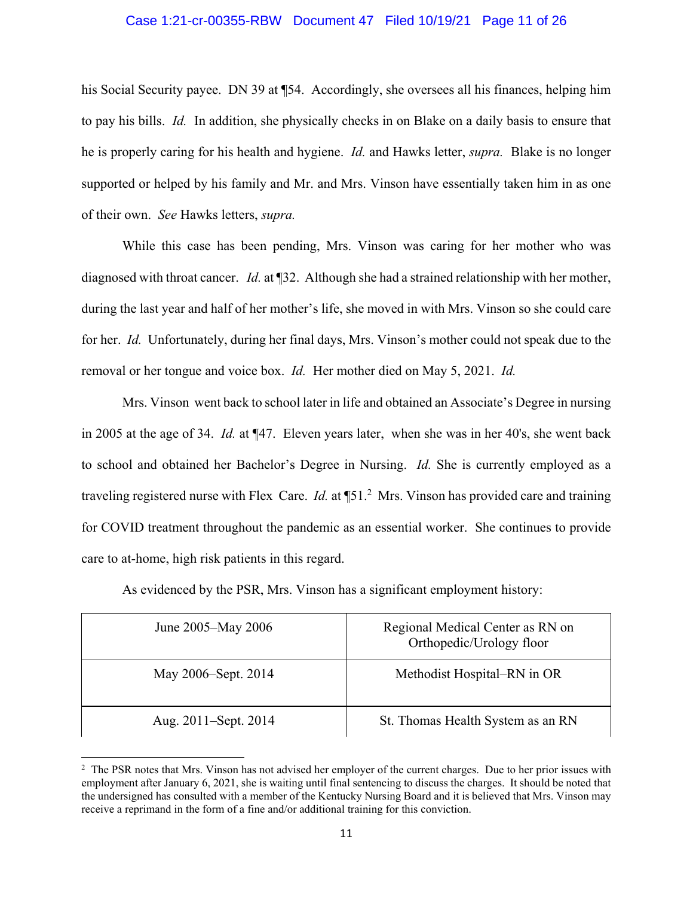his Social Security payee. DN 39 at ¶54. Accordingly, she oversees all his finances, helping him to pay his bills. *Id.* In addition, she physically checks in on Blake on a daily basis to ensure that he is properly caring for his health and hygiene. *Id.* and Hawks letter, *supra.* Blake is no longer supported or helped by his family and Mr. and Mrs. Vinson have essentially taken him in as one of their own. *See* Hawks letters, *supra.*

While this case has been pending, Mrs. Vinson was caring for her mother who was diagnosed with throat cancer. *Id.* at ¶32. Although she had a strained relationship with her mother, during the last year and half of her mother's life, she moved in with Mrs. Vinson so she could care for her. *Id.* Unfortunately, during her final days, Mrs. Vinson's mother could not speak due to the removal or her tongue and voice box. *Id.* Her mother died on May 5, 2021. *Id.*

Mrs. Vinson went back to school later in life and obtained an Associate's Degree in nursing in 2005 at the age of 34. *Id.* at ¶47. Eleven years later, when she was in her 40's, she went back to school and obtained her Bachelor's Degree in Nursing. *Id.* She is currently employed as a traveling registered nurse with Flex Care. *Id.* at ¶51.[2] Mrs. Vinson has provided care and training for COVID treatment throughout the pandemic as an essential worker. She continues to provide care to at-home, high risk patients in this regard.

As evidenced by the PSR, Mrs. Vinson has a significant employment history:

| | |
|---|---|
| June 2005–May 2006 | Regional Medical Center as RN on Orthopedic/Urology floor |
| May 2006–Sept. 2014 | Methodist Hospital–RN in OR |
| Aug. 2011–Sept. 2014 | St. Thomas Health System as an RN |

[2] The PSR notes that Mrs. Vinson has not advised her employer of the current charges. Due to her prior issues with employment after January 6, 2021, she is waiting until final sentencing to discuss the charges. It should be noted that the undersigned has consulted with a member of the Kentucky Nursing Board and it is believed that Mrs. Vinson may receive a reprimand in the form of a fine and/or additional training for this conviction.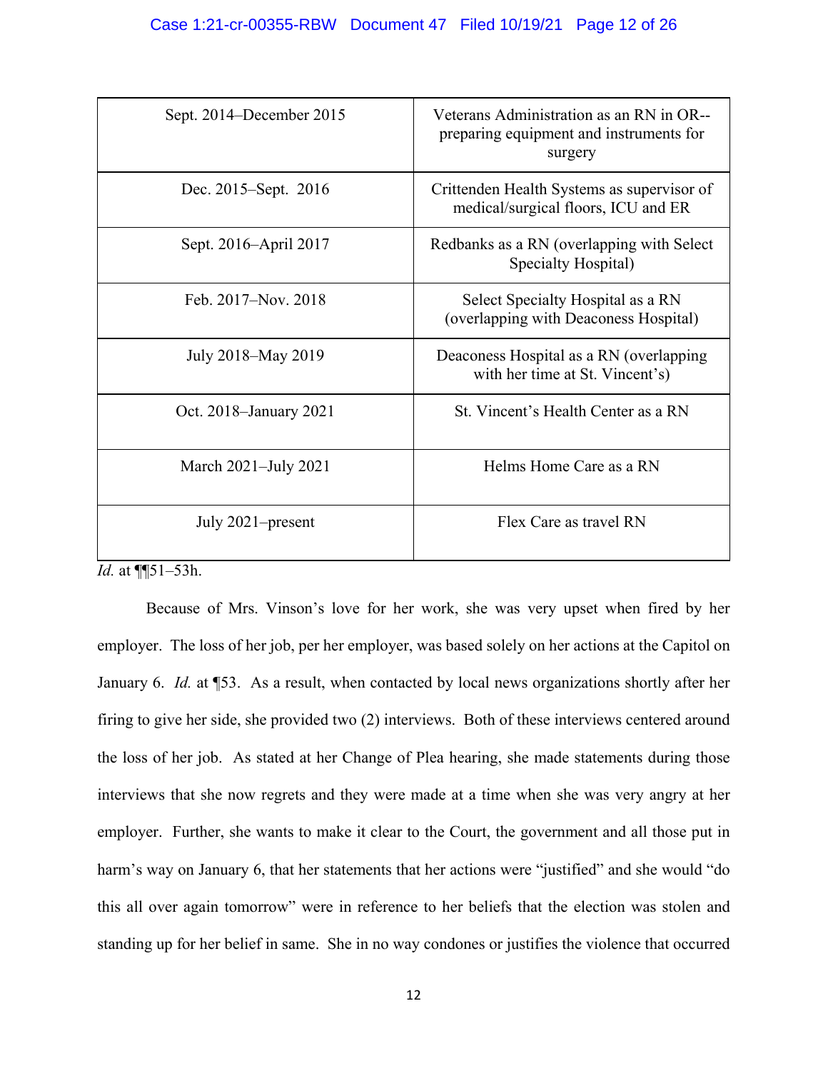| Sept. 2014–December 2015 | Veterans Administration as an RN in OR--preparing equipment and instruments for surgery |
|---|---|
| Dec. 2015–Sept. 2016 | Crittenden Health Systems as supervisor of medical/surgical floors, ICU and ER |
| Sept. 2016–April 2017 | Redbanks as a RN (overlapping with Select Specialty Hospital) |
| Feb. 2017–Nov. 2018 | Select Specialty Hospital as a RN (overlapping with Deaconess Hospital) |
| July 2018–May 2019 | Deaconess Hospital as a RN (overlapping with her time at St. Vincent's) |
| Oct. 2018–January 2021 | St. Vincent's Health Center as a RN |
| March 2021–July 2021 | Helms Home Care as a RN |
| July 2021–present | Flex Care as travel RN |

*Id.* at ¶¶51–53h.

Because of Mrs. Vinson's love for her work, she was very upset when fired by her employer. The loss of her job, per her employer, was based solely on her actions at the Capitol on January 6. *Id.* at ¶53. As a result, when contacted by local news organizations shortly after her firing to give her side, she provided two (2) interviews. Both of these interviews centered around the loss of her job. As stated at her Change of Plea hearing, she made statements during those interviews that she now regrets and they were made at a time when she was very angry at her employer. Further, she wants to make it clear to the Court, the government and all those put in harm's way on January 6, that her statements that her actions were "justified" and she would "do this all over again tomorrow" were in reference to her beliefs that the election was stolen and standing up for her belief in same. She in no way condones or justifies the violence that occurred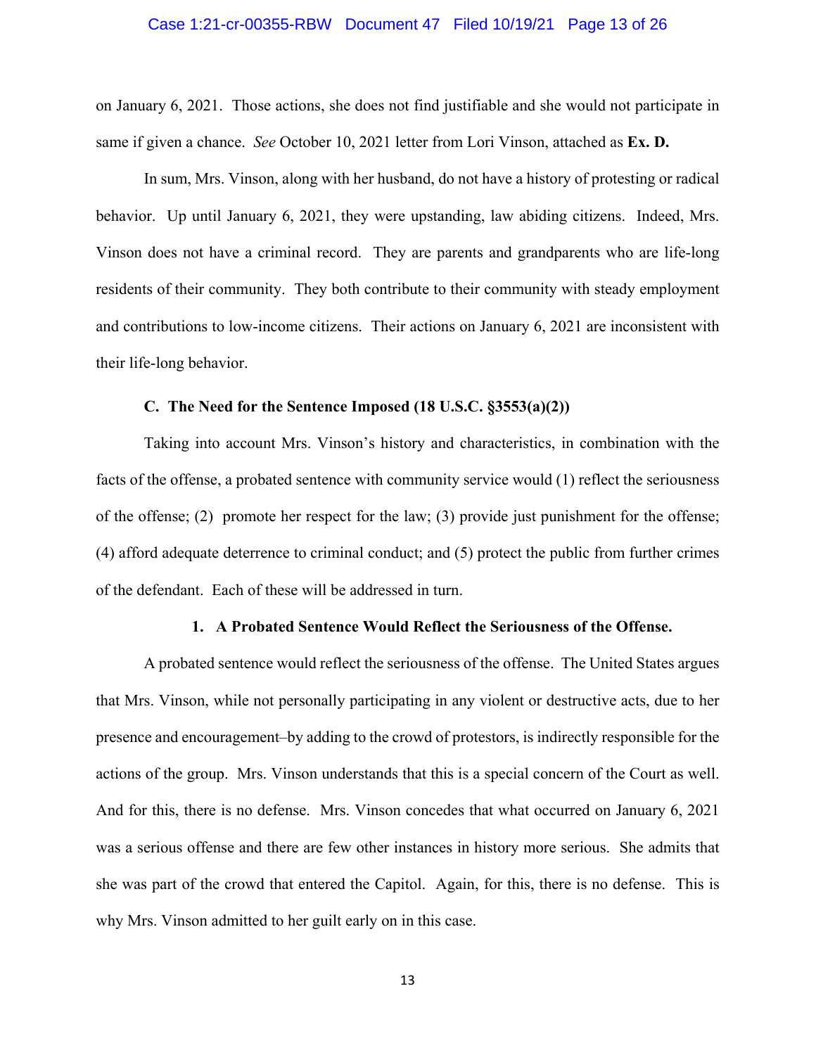on January 6, 2021. Those actions, she does not find justifiable and she would not participate in same if given a chance. *See* October 10, 2021 letter from Lori Vinson, attached as **Ex. D.**

In sum, Mrs. Vinson, along with her husband, do not have a history of protesting or radical behavior. Up until January 6, 2021, they were upstanding, law abiding citizens. Indeed, Mrs. Vinson does not have a criminal record. They are parents and grandparents who are life-long residents of their community. They both contribute to their community with steady employment and contributions to low-income citizens. Their actions on January 6, 2021 are inconsistent with their life-long behavior.

### C. The Need for the Sentence Imposed (18 U.S.C. §3553(a)(2))

Taking into account Mrs. Vinson's history and characteristics, in combination with the facts of the offense, a probated sentence with community service would (1) reflect the seriousness of the offense; (2) promote her respect for the law; (3) provide just punishment for the offense; (4) afford adequate deterrence to criminal conduct; and (5) protect the public from further crimes of the defendant. Each of these will be addressed in turn.

#### 1. A Probated Sentence Would Reflect the Seriousness of the Offense.

A probated sentence would reflect the seriousness of the offense. The United States argues that Mrs. Vinson, while not personally participating in any violent or destructive acts, due to her presence and encouragement–by adding to the crowd of protestors, is indirectly responsible for the actions of the group. Mrs. Vinson understands that this is a special concern of the Court as well. And for this, there is no defense. Mrs. Vinson concedes that what occurred on January 6, 2021 was a serious offense and there are few other instances in history more serious. She admits that she was part of the crowd that entered the Capitol. Again, for this, there is no defense. This is why Mrs. Vinson admitted to her guilt early on in this case.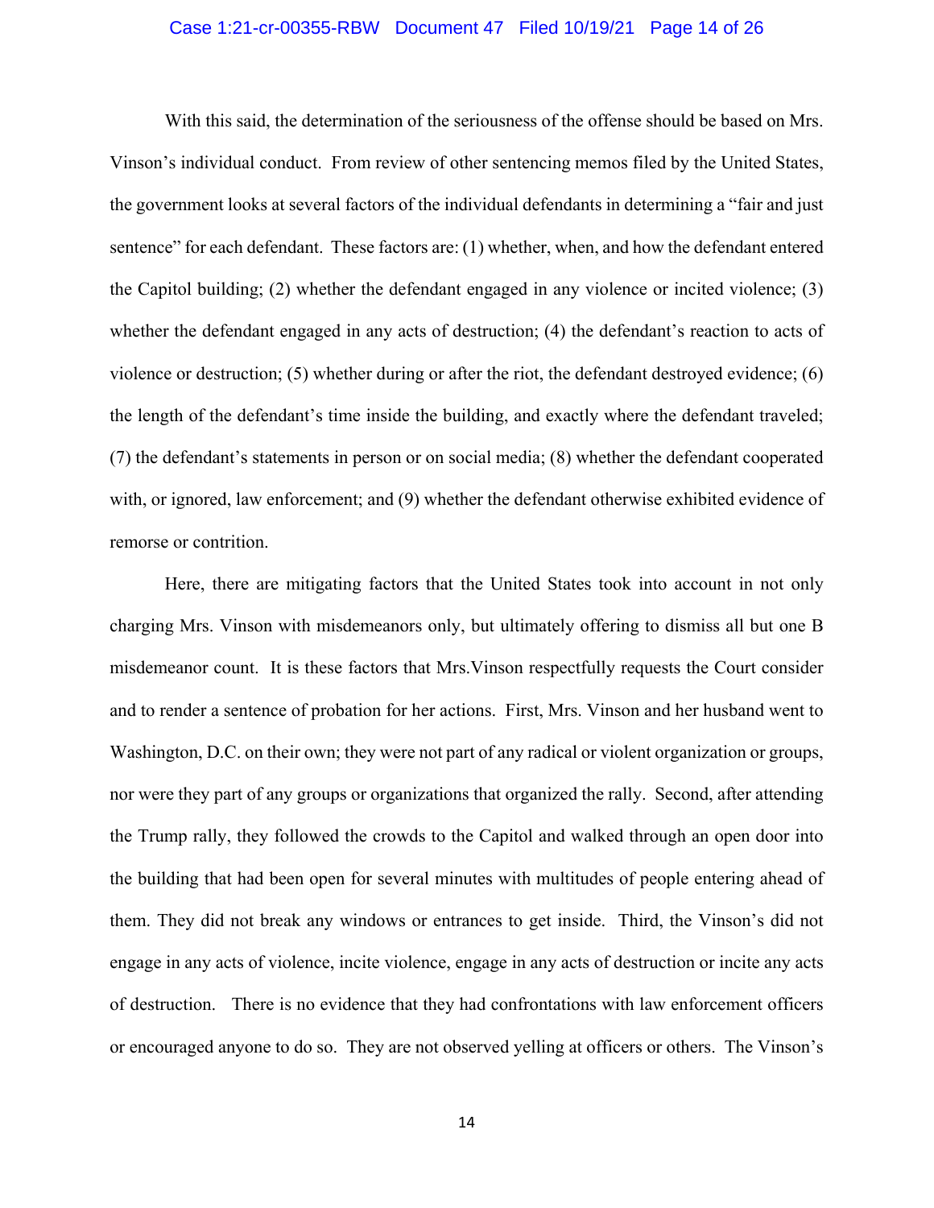With this said, the determination of the seriousness of the offense should be based on Mrs. Vinson's individual conduct. From review of other sentencing memos filed by the United States, the government looks at several factors of the individual defendants in determining a "fair and just sentence" for each defendant. These factors are: (1) whether, when, and how the defendant entered the Capitol building; (2) whether the defendant engaged in any violence or incited violence; (3) whether the defendant engaged in any acts of destruction; (4) the defendant's reaction to acts of violence or destruction; (5) whether during or after the riot, the defendant destroyed evidence; (6) the length of the defendant's time inside the building, and exactly where the defendant traveled; (7) the defendant's statements in person or on social media; (8) whether the defendant cooperated with, or ignored, law enforcement; and (9) whether the defendant otherwise exhibited evidence of remorse or contrition.

Here, there are mitigating factors that the United States took into account in not only charging Mrs. Vinson with misdemeanors only, but ultimately offering to dismiss all but one B misdemeanor count. It is these factors that Mrs.Vinson respectfully requests the Court consider and to render a sentence of probation for her actions. First, Mrs. Vinson and her husband went to Washington, D.C. on their own; they were not part of any radical or violent organization or groups, nor were they part of any groups or organizations that organized the rally. Second, after attending the Trump rally, they followed the crowds to the Capitol and walked through an open door into the building that had been open for several minutes with multitudes of people entering ahead of them. They did not break any windows or entrances to get inside. Third, the Vinson's did not engage in any acts of violence, incite violence, engage in any acts of destruction or incite any acts of destruction. There is no evidence that they had confrontations with law enforcement officers or encouraged anyone to do so. They are not observed yelling at officers or others. The Vinson's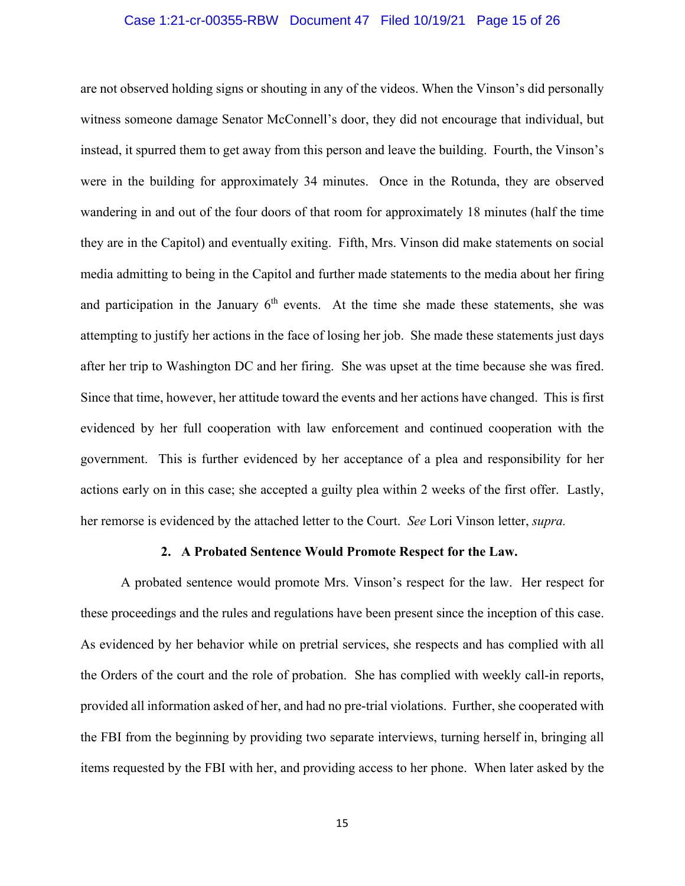are not observed holding signs or shouting in any of the videos. When the Vinson's did personally witness someone damage Senator McConnell's door, they did not encourage that individual, but instead, it spurred them to get away from this person and leave the building. Fourth, the Vinson's were in the building for approximately 34 minutes. Once in the Rotunda, they are observed wandering in and out of the four doors of that room for approximately 18 minutes (half the time they are in the Capitol) and eventually exiting. Fifth, Mrs. Vinson did make statements on social media admitting to being in the Capitol and further made statements to the media about her firing and participation in the January 6th events. At the time she made these statements, she was attempting to justify her actions in the face of losing her job. She made these statements just days after her trip to Washington DC and her firing. She was upset at the time because she was fired. Since that time, however, her attitude toward the events and her actions have changed. This is first evidenced by her full cooperation with law enforcement and continued cooperation with the government. This is further evidenced by her acceptance of a plea and responsibility for her actions early on in this case; she accepted a guilty plea within 2 weeks of the first offer. Lastly, her remorse is evidenced by the attached letter to the Court. *See* Lori Vinson letter, *supra.*

**2. A Probated Sentence Would Promote Respect for the Law.**

A probated sentence would promote Mrs. Vinson's respect for the law. Her respect for these proceedings and the rules and regulations have been present since the inception of this case. As evidenced by her behavior while on pretrial services, she respects and has complied with all the Orders of the court and the role of probation. She has complied with weekly call-in reports, provided all information asked of her, and had no pre-trial violations. Further, she cooperated with the FBI from the beginning by providing two separate interviews, turning herself in, bringing all items requested by the FBI with her, and providing access to her phone. When later asked by the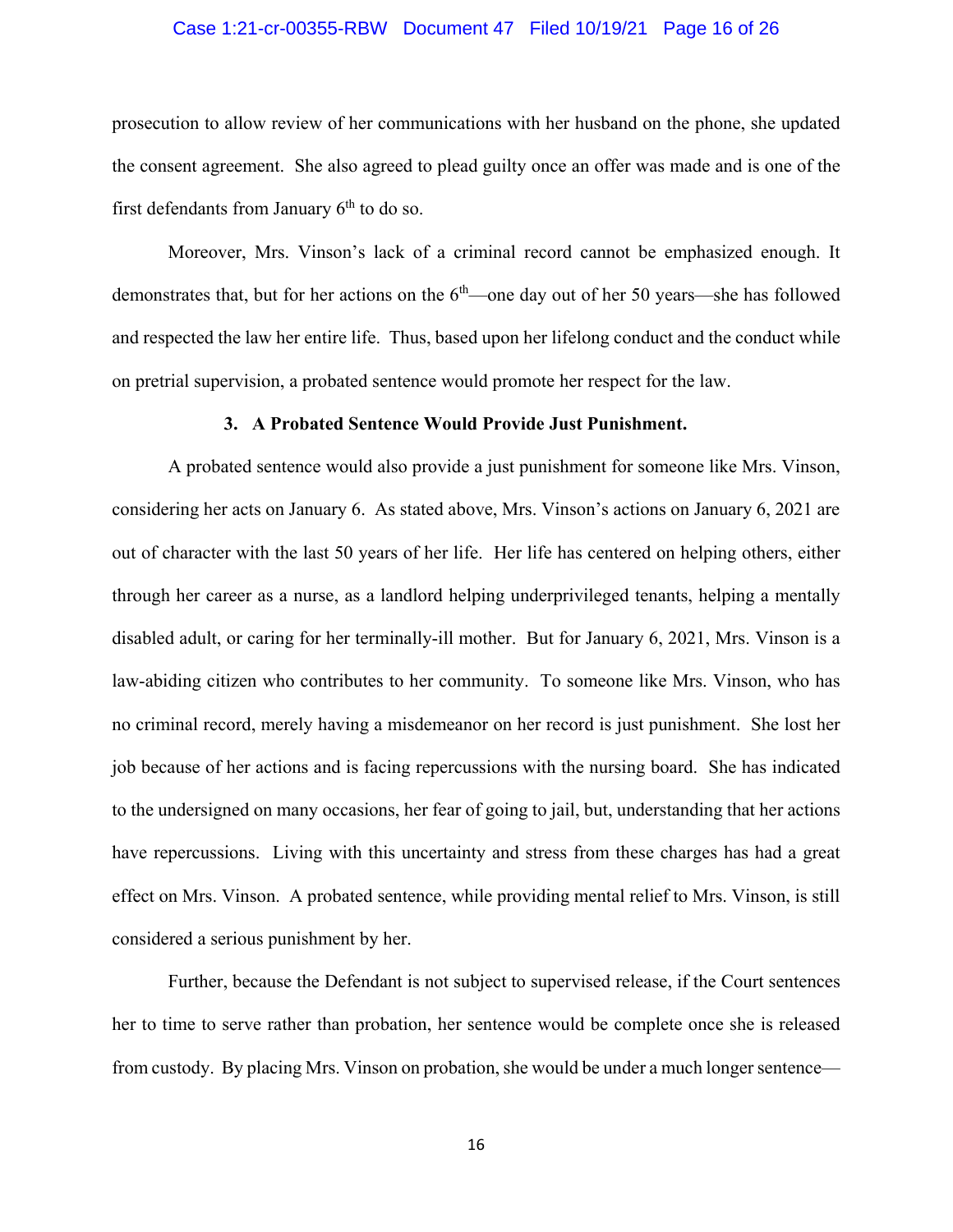prosecution to allow review of her communications with her husband on the phone, she updated the consent agreement. She also agreed to plead guilty once an offer was made and is one of the first defendants from January 6th to do so.

Moreover, Mrs. Vinson's lack of a criminal record cannot be emphasized enough. It demonstrates that, but for her actions on the 6th—one day out of her 50 years—she has followed and respected the law her entire life. Thus, based upon her lifelong conduct and the conduct while on pretrial supervision, a probated sentence would promote her respect for the law.

### 3. A Probated Sentence Would Provide Just Punishment.

A probated sentence would also provide a just punishment for someone like Mrs. Vinson, considering her acts on January 6. As stated above, Mrs. Vinson's actions on January 6, 2021 are out of character with the last 50 years of her life. Her life has centered on helping others, either through her career as a nurse, as a landlord helping underprivileged tenants, helping a mentally disabled adult, or caring for her terminally-ill mother. But for January 6, 2021, Mrs. Vinson is a law-abiding citizen who contributes to her community. To someone like Mrs. Vinson, who has no criminal record, merely having a misdemeanor on her record is just punishment. She lost her job because of her actions and is facing repercussions with the nursing board. She has indicated to the undersigned on many occasions, her fear of going to jail, but, understanding that her actions have repercussions. Living with this uncertainty and stress from these charges has had a great effect on Mrs. Vinson. A probated sentence, while providing mental relief to Mrs. Vinson, is still considered a serious punishment by her.

Further, because the Defendant is not subject to supervised release, if the Court sentences her to time to serve rather than probation, her sentence would be complete once she is released from custody. By placing Mrs. Vinson on probation, she would be under a much longer sentence—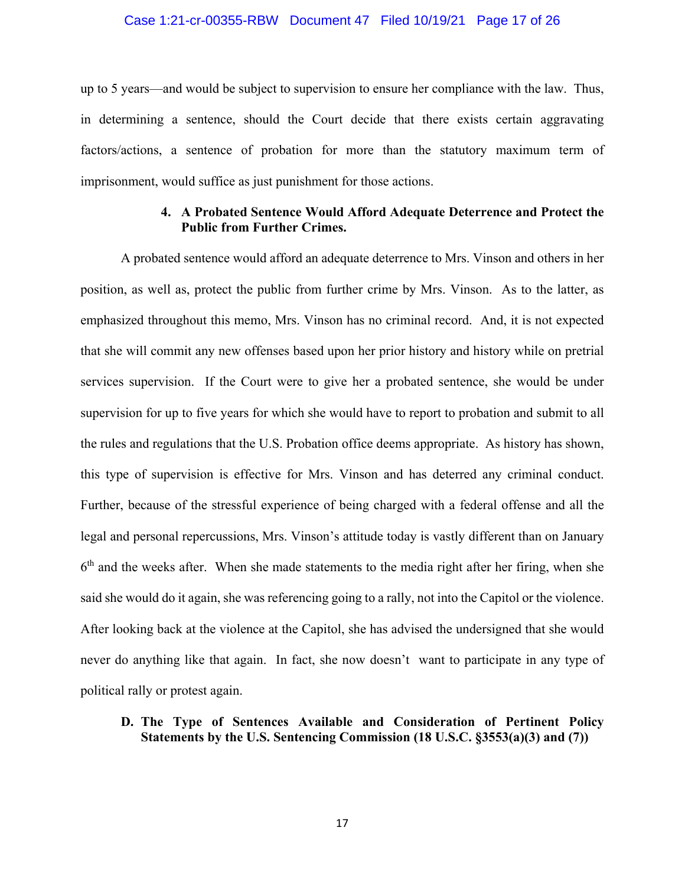up to 5 years—and would be subject to supervision to ensure her compliance with the law. Thus, in determining a sentence, should the Court decide that there exists certain aggravating factors/actions, a sentence of probation for more than the statutory maximum term of imprisonment, would suffice as just punishment for those actions.

#### 4. A Probated Sentence Would Afford Adequate Deterrence and Protect the Public from Further Crimes.

A probated sentence would afford an adequate deterrence to Mrs. Vinson and others in her position, as well as, protect the public from further crime by Mrs. Vinson. As to the latter, as emphasized throughout this memo, Mrs. Vinson has no criminal record. And, it is not expected that she will commit any new offenses based upon her prior history and history while on pretrial services supervision. If the Court were to give her a probated sentence, she would be under supervision for up to five years for which she would have to report to probation and submit to all the rules and regulations that the U.S. Probation office deems appropriate. As history has shown, this type of supervision is effective for Mrs. Vinson and has deterred any criminal conduct. Further, because of the stressful experience of being charged with a federal offense and all the legal and personal repercussions, Mrs. Vinson's attitude today is vastly different than on January 6th and the weeks after. When she made statements to the media right after her firing, when she said she would do it again, she was referencing going to a rally, not into the Capitol or the violence. After looking back at the violence at the Capitol, she has advised the undersigned that she would never do anything like that again. In fact, she now doesn't want to participate in any type of political rally or protest again.

### D. The Type of Sentences Available and Consideration of Pertinent Policy Statements by the U.S. Sentencing Commission (18 U.S.C. §3553(a)(3) and (7))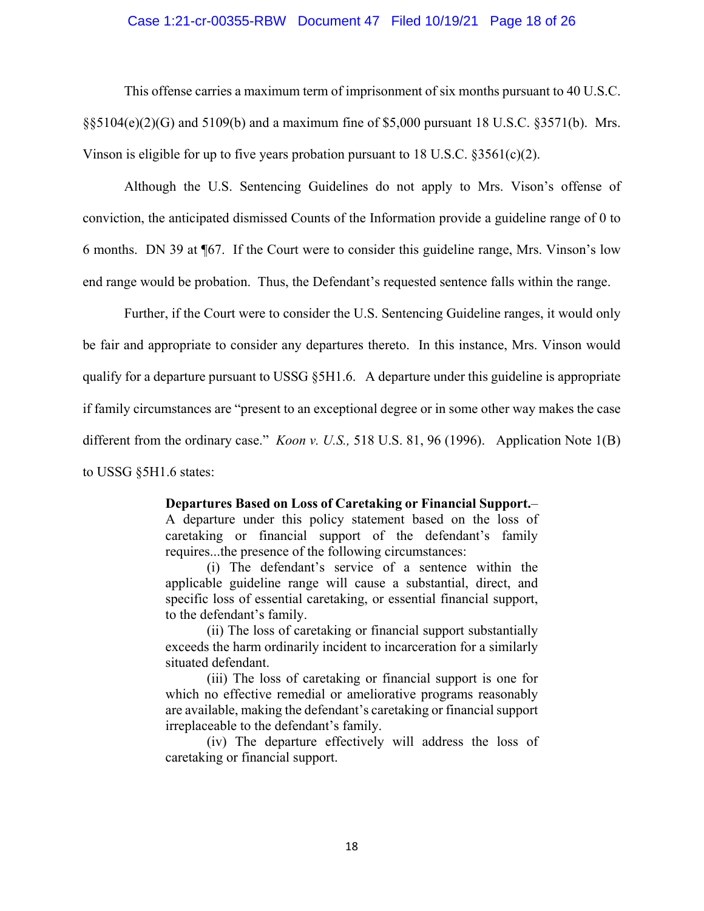This offense carries a maximum term of imprisonment of six months pursuant to 40 U.S.C. §§5104(e)(2)(G) and 5109(b) and a maximum fine of $5,000 pursuant 18 U.S.C. §3571(b). Mrs. Vinson is eligible for up to five years probation pursuant to 18 U.S.C. §3561(c)(2).

Although the U.S. Sentencing Guidelines do not apply to Mrs. Vison's offense of conviction, the anticipated dismissed Counts of the Information provide a guideline range of 0 to 6 months. DN 39 at ¶67. If the Court were to consider this guideline range, Mrs. Vinson's low end range would be probation. Thus, the Defendant's requested sentence falls within the range.

Further, if the Court were to consider the U.S. Sentencing Guideline ranges, it would only be fair and appropriate to consider any departures thereto. In this instance, Mrs. Vinson would qualify for a departure pursuant to USSG §5H1.6. A departure under this guideline is appropriate if family circumstances are "present to an exceptional degree or in some other way makes the case different from the ordinary case." *Koon v. U.S.,* 518 U.S. 81, 96 (1996). Application Note 1(B) to USSG §5H1.6 states:

> **Departures Based on Loss of Caretaking or Financial Support.**– A departure under this policy statement based on the loss of caretaking or financial support of the defendant's family requires...the presence of the following circumstances:
>
> (i) The defendant's service of a sentence within the applicable guideline range will cause a substantial, direct, and specific loss of essential caretaking, or essential financial support, to the defendant's family.
>
> (ii) The loss of caretaking or financial support substantially exceeds the harm ordinarily incident to incarceration for a similarly situated defendant.
>
> (iii) The loss of caretaking or financial support is one for which no effective remedial or ameliorative programs reasonably are available, making the defendant's caretaking or financial support irreplaceable to the defendant's family.
>
> (iv) The departure effectively will address the loss of caretaking or financial support.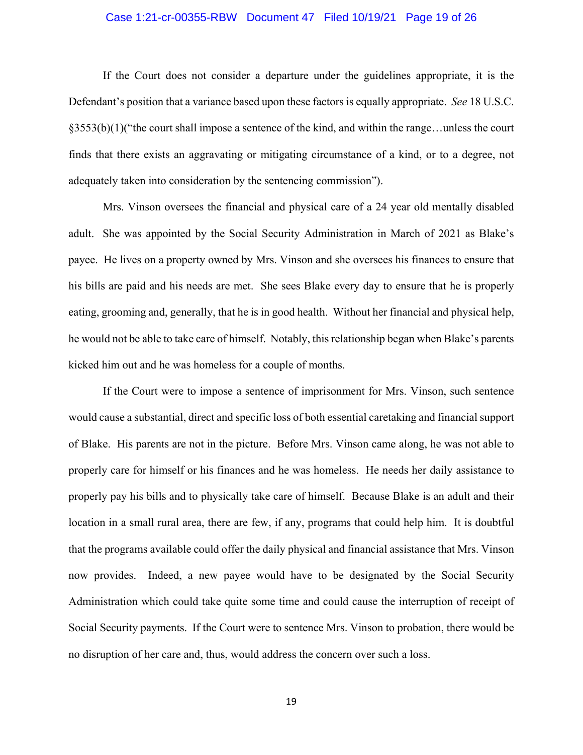If the Court does not consider a departure under the guidelines appropriate, it is the Defendant's position that a variance based upon these factors is equally appropriate. *See* 18 U.S.C. §3553(b)(1)("the court shall impose a sentence of the kind, and within the range…unless the court finds that there exists an aggravating or mitigating circumstance of a kind, or to a degree, not adequately taken into consideration by the sentencing commission").

Mrs. Vinson oversees the financial and physical care of a 24 year old mentally disabled adult. She was appointed by the Social Security Administration in March of 2021 as Blake's payee. He lives on a property owned by Mrs. Vinson and she oversees his finances to ensure that his bills are paid and his needs are met. She sees Blake every day to ensure that he is properly eating, grooming and, generally, that he is in good health. Without her financial and physical help, he would not be able to take care of himself. Notably, this relationship began when Blake's parents kicked him out and he was homeless for a couple of months.

If the Court were to impose a sentence of imprisonment for Mrs. Vinson, such sentence would cause a substantial, direct and specific loss of both essential caretaking and financial support of Blake. His parents are not in the picture. Before Mrs. Vinson came along, he was not able to properly care for himself or his finances and he was homeless. He needs her daily assistance to properly pay his bills and to physically take care of himself. Because Blake is an adult and their location in a small rural area, there are few, if any, programs that could help him. It is doubtful that the programs available could offer the daily physical and financial assistance that Mrs. Vinson now provides. Indeed, a new payee would have to be designated by the Social Security Administration which could take quite some time and could cause the interruption of receipt of Social Security payments. If the Court were to sentence Mrs. Vinson to probation, there would be no disruption of her care and, thus, would address the concern over such a loss.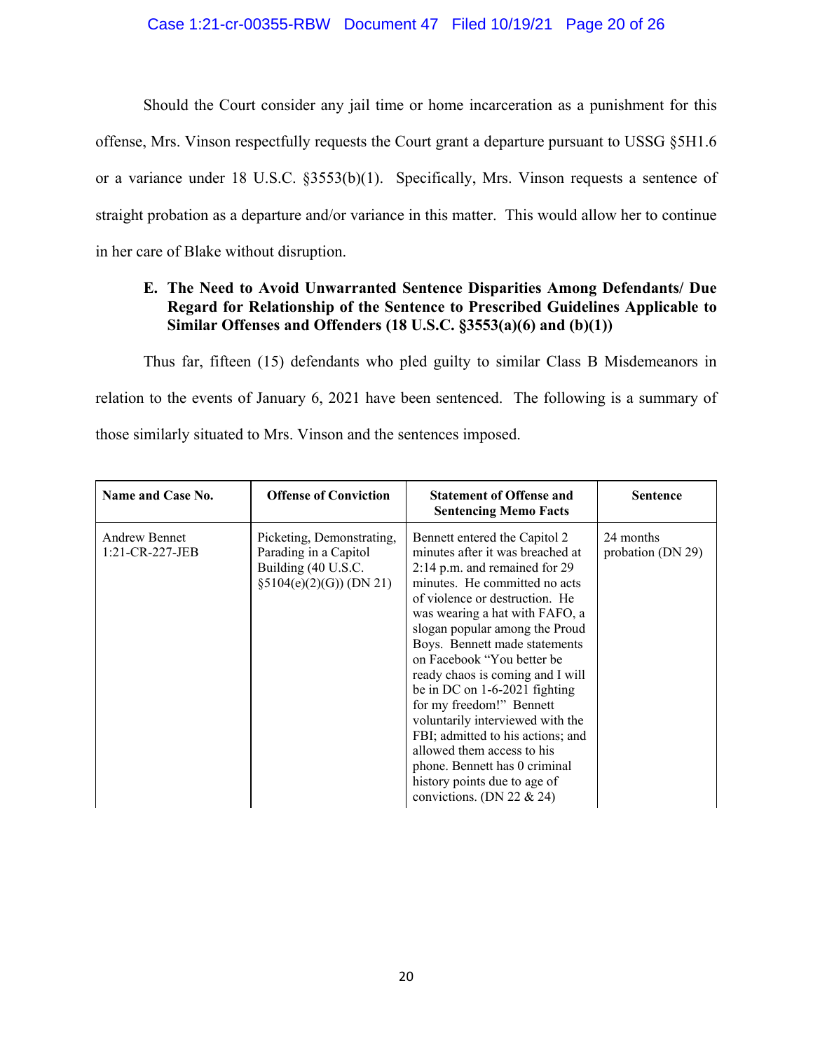Should the Court consider any jail time or home incarceration as a punishment for this offense, Mrs. Vinson respectfully requests the Court grant a departure pursuant to USSG §5H1.6 or a variance under 18 U.S.C. §3553(b)(1). Specifically, Mrs. Vinson requests a sentence of straight probation as a departure and/or variance in this matter. This would allow her to continue in her care of Blake without disruption.

**E. The Need to Avoid Unwarranted Sentence Disparities Among Defendants/ Due Regard for Relationship of the Sentence to Prescribed Guidelines Applicable to Similar Offenses and Offenders (18 U.S.C. §3553(a)(6) and (b)(1))**

Thus far, fifteen (15) defendants who pled guilty to similar Class B Misdemeanors in relation to the events of January 6, 2021 have been sentenced. The following is a summary of those similarly situated to Mrs. Vinson and the sentences imposed.

| Name and Case No. | Offense of Conviction | Statement of Offense and Sentencing Memo Facts | Sentence |
|---|---|---|---|
| Andrew Bennet 1:21-CR-227-JEB | Picketing, Demonstrating, Parading in a Capitol Building (40 U.S.C. §5104(e)(2)(G)) (DN 21) | Bennett entered the Capitol 2 minutes after it was breached at 2:14 p.m. and remained for 29 minutes. He committed no acts of violence or destruction. He was wearing a hat with FAFO, a slogan popular among the Proud Boys. Bennett made statements on Facebook "You better be ready chaos is coming and I will be in DC on 1-6-2021 fighting for my freedom!" Bennett voluntarily interviewed with the FBI; admitted to his actions; and allowed them access to his phone. Bennett has 0 criminal history points due to age of convictions. (DN 22 & 24) | 24 months probation (DN 29) |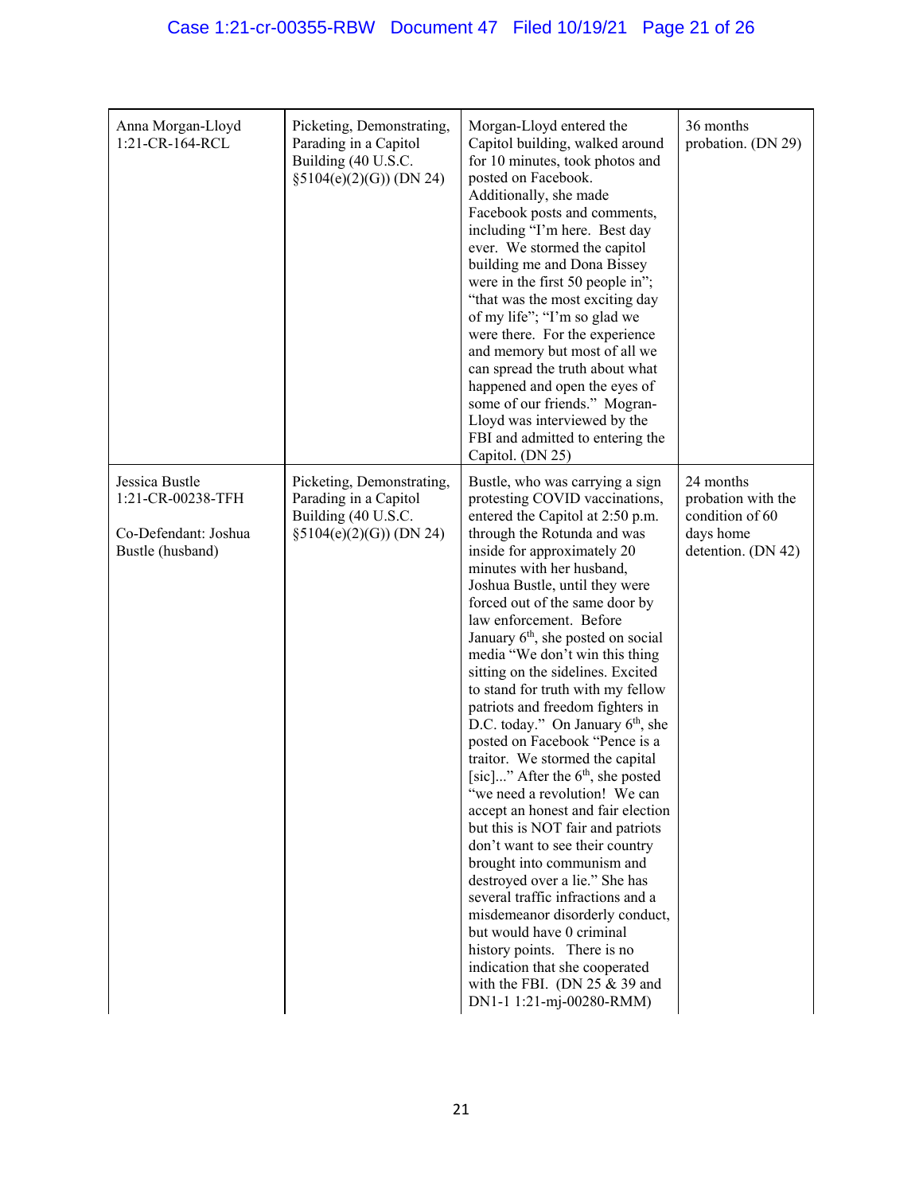| | | | |
|---|---|---|---|
| Anna Morgan-Lloyd 1:21-CR-164-RCL | Picketing, Demonstrating, Parading in a Capitol Building (40 U.S.C. §5104(e)(2)(G)) (DN 24) | Morgan-Lloyd entered the Capitol building, walked around for 10 minutes, took photos and posted on Facebook. Additionally, she made Facebook posts and comments, including "I'm here. Best day ever. We stormed the capitol building me and Dona Bissey were in the first 50 people in"; "that was the most exciting day of my life"; "I'm so glad we were there. For the experience and memory but most of all we can spread the truth about what happened and open the eyes of some of our friends." Mogran-Lloyd was interviewed by the FBI and admitted to entering the Capitol. (DN 25) | 36 months probation. (DN 29) |
| Jessica Bustle 1:21-CR-00238-TFH<br><br>Co-Defendant: Joshua Bustle (husband) | Picketing, Demonstrating, Parading in a Capitol Building (40 U.S.C. §5104(e)(2)(G)) (DN 24) | Bustle, who was carrying a sign protesting COVID vaccinations, entered the Capitol at 2:50 p.m. through the Rotunda and was inside for approximately 20 minutes with her husband, Joshua Bustle, until they were forced out of the same door by law enforcement. Before January 6th, she posted on social media "We don't win this thing sitting on the sidelines. Excited to stand for truth with my fellow patriots and freedom fighters in D.C. today." On January 6th, she posted on Facebook "Pence is a traitor. We stormed the capital [sic]..." After the 6th, she posted "we need a revolution! We can accept an honest and fair election but this is NOT fair and patriots don't want to see their country brought into communism and destroyed over a lie." She has several traffic infractions and a misdemeanor disorderly conduct, but would have 0 criminal history points. There is no indication that she cooperated with the FBI. (DN 25 & 39 and DN1-1 1:21-mj-00280-RMM) | 24 months probation with the condition of 60 days home detention. (DN 42) |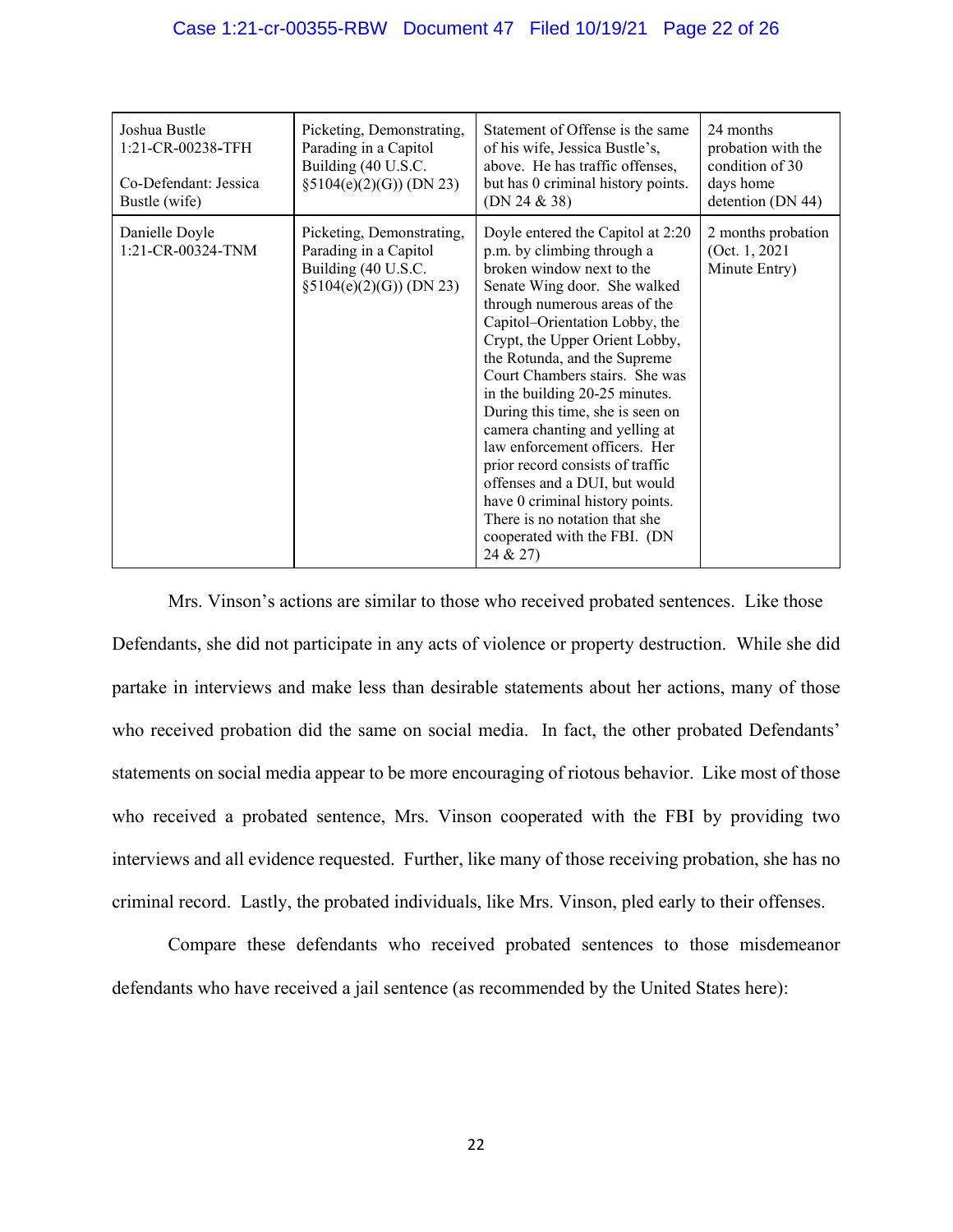| | | | |
|---|---|---|---|
| Joshua Bustle 1:21-CR-00238-TFH<br><br>Co-Defendant: Jessica Bustle (wife) | Picketing, Demonstrating, Parading in a Capitol Building (40 U.S.C. §5104(e)(2)(G)) (DN 23) | Statement of Offense is the same of his wife, Jessica Bustle's, above. He has traffic offenses, but has 0 criminal history points. (DN 24 & 38) | 24 months probation with the condition of 30 days home detention (DN 44) |
| Danielle Doyle 1:21-CR-00324-TNM | Picketing, Demonstrating, Parading in a Capitol Building (40 U.S.C. §5104(e)(2)(G)) (DN 23) | Doyle entered the Capitol at 2:20 p.m. by climbing through a broken window next to the Senate Wing door. She walked through numerous areas of the Capitol–Orientation Lobby, the Crypt, the Upper Orient Lobby, the Rotunda, and the Supreme Court Chambers stairs. She was in the building 20-25 minutes. During this time, she is seen on camera chanting and yelling at law enforcement officers. Her prior record consists of traffic offenses and a DUI, but would have 0 criminal history points. There is no notation that she cooperated with the FBI. (DN 24 & 27) | 2 months probation (Oct. 1, 2021 Minute Entry) |

Mrs. Vinson's actions are similar to those who received probated sentences. Like those Defendants, she did not participate in any acts of violence or property destruction. While she did partake in interviews and make less than desirable statements about her actions, many of those who received probation did the same on social media. In fact, the other probated Defendants' statements on social media appear to be more encouraging of riotous behavior. Like most of those who received a probated sentence, Mrs. Vinson cooperated with the FBI by providing two interviews and all evidence requested. Further, like many of those receiving probation, she has no criminal record. Lastly, the probated individuals, like Mrs. Vinson, pled early to their offenses.

Compare these defendants who received probated sentences to those misdemeanor defendants who have received a jail sentence (as recommended by the United States here):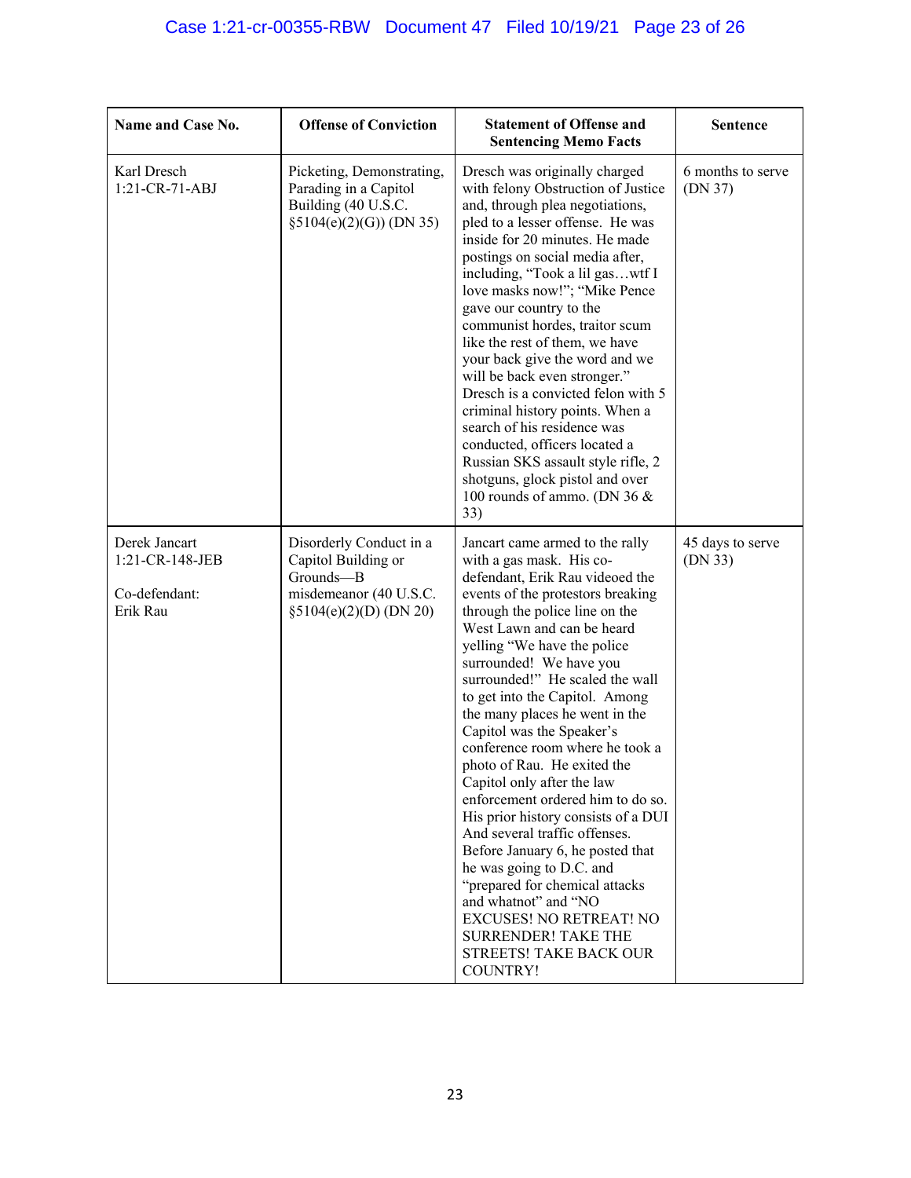| Name and Case No. | Offense of Conviction | Statement of Offense and Sentencing Memo Facts | Sentence |
|---|---|---|---|
| Karl Dresch 1:21-CR-71-ABJ | Picketing, Demonstrating, Parading in a Capitol Building (40 U.S.C. §5104(e)(2)(G)) (DN 35) | Dresch was originally charged with felony Obstruction of Justice and, through plea negotiations, pled to a lesser offense. He was inside for 20 minutes. He made postings on social media after, including, "Took a lil gas…wtf I love masks now!"; "Mike Pence gave our country to the communist hordes, traitor scum like the rest of them, we have your back give the word and we will be back even stronger." Dresch is a convicted felon with 5 criminal history points. When a search of his residence was conducted, officers located a Russian SKS assault style rifle, 2 shotguns, glock pistol and over 100 rounds of ammo. (DN 36 & 33) | 6 months to serve (DN 37) |
| Derek Jancart 1:21-CR-148-JEB<br><br>Co-defendant: Erik Rau | Disorderly Conduct in a Capitol Building or Grounds—B misdemeanor (40 U.S.C. §5104(e)(2)(D) (DN 20) | Jancart came armed to the rally with a gas mask. His co-defendant, Erik Rau videoed the events of the protestors breaking through the police line on the West Lawn and can be heard yelling "We have the police surrounded! We have you surrounded!" He scaled the wall to get into the Capitol. Among the many places he went in the Capitol was the Speaker's conference room where he took a photo of Rau. He exited the Capitol only after the law enforcement ordered him to do so. His prior history consists of a DUI And several traffic offenses. Before January 6, he posted that he was going to D.C. and "prepared for chemical attacks and whatnot" and "NO EXCUSES! NO RETREAT! NO SURRENDER! TAKE THE STREETS! TAKE BACK OUR COUNTRY! | 45 days to serve (DN 33) |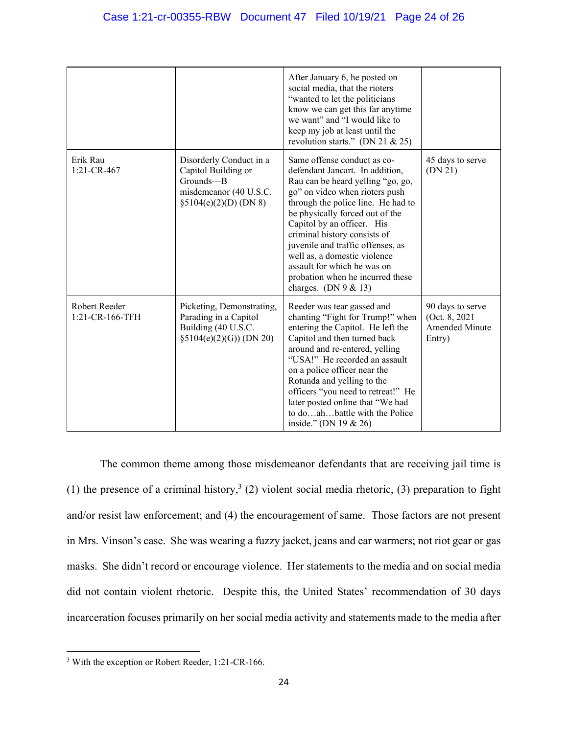| | | | |
|---|---|---|---|
| | | After January 6, he posted on social media, that the rioters "wanted to let the politicians know we can get this far anytime we want" and "I would like to keep my job at least until the revolution starts." (DN 21 & 25) | |
| Erik Rau 1:21-CR-467 | Disorderly Conduct in a Capitol Building or Grounds—B misdemeanor (40 U.S.C. §5104(e)(2)(D) (DN 8) | Same offense conduct as co-defendant Jancart. In addition, Rau can be heard yelling "go, go, go" on video when rioters push through the police line. He had to be physically forced out of the Capitol by an officer. His criminal history consists of juvenile and traffic offenses, as well as, a domestic violence assault for which he was on probation when he incurred these charges. (DN 9 & 13) | 45 days to serve (DN 21) |
| Robert Reeder 1:21-CR-166-TFH | Picketing, Demonstrating, Parading in a Capitol Building (40 U.S.C. §5104(e)(2)(G)) (DN 20) | Reeder was tear gassed and chanting "Fight for Trump!" when entering the Capitol. He left the Capitol and then turned back around and re-entered, yelling "USA!" He recorded an assault on a police officer near the Rotunda and yelling to the officers "you need to retreat!" He later posted online that "We had to do…ah…battle with the Police inside." (DN 19 & 26) | 90 days to serve (Oct. 8, 2021 Amended Minute Entry) |

The common theme among those misdemeanor defendants that are receiving jail time is (1) the presence of a criminal history,[3] (2) violent social media rhetoric, (3) preparation to fight and/or resist law enforcement; and (4) the encouragement of same. Those factors are not present in Mrs. Vinson's case. She was wearing a fuzzy jacket, jeans and ear warmers; not riot gear or gas masks. She didn't record or encourage violence. Her statements to the media and on social media did not contain violent rhetoric. Despite this, the United States' recommendation of 30 days incarceration focuses primarily on her social media activity and statements made to the media after

[3] With the exception or Robert Reeder, 1:21-CR-166.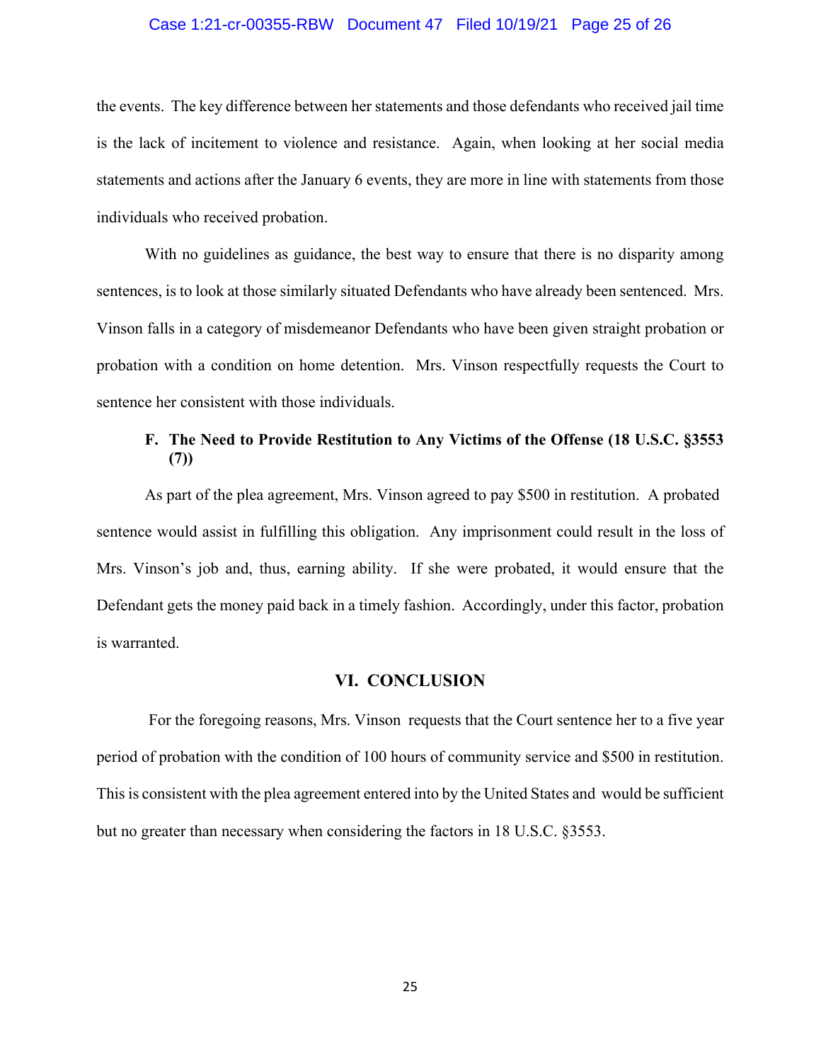the events. The key difference between her statements and those defendants who received jail time is the lack of incitement to violence and resistance. Again, when looking at her social media statements and actions after the January 6 events, they are more in line with statements from those individuals who received probation.

With no guidelines as guidance, the best way to ensure that there is no disparity among sentences, is to look at those similarly situated Defendants who have already been sentenced. Mrs. Vinson falls in a category of misdemeanor Defendants who have been given straight probation or probation with a condition on home detention. Mrs. Vinson respectfully requests the Court to sentence her consistent with those individuals.

### F. The Need to Provide Restitution to Any Victims of the Offense (18 U.S.C. §3553 (7))

As part of the plea agreement, Mrs. Vinson agreed to pay $500 in restitution. A probated sentence would assist in fulfilling this obligation. Any imprisonment could result in the loss of Mrs. Vinson's job and, thus, earning ability. If she were probated, it would ensure that the Defendant gets the money paid back in a timely fashion. Accordingly, under this factor, probation is warranted.

## VI. CONCLUSION

For the foregoing reasons, Mrs. Vinson requests that the Court sentence her to a five year period of probation with the condition of 100 hours of community service and $500 in restitution. This is consistent with the plea agreement entered into by the United States and would be sufficient but no greater than necessary when considering the factors in 18 U.S.C. §3553.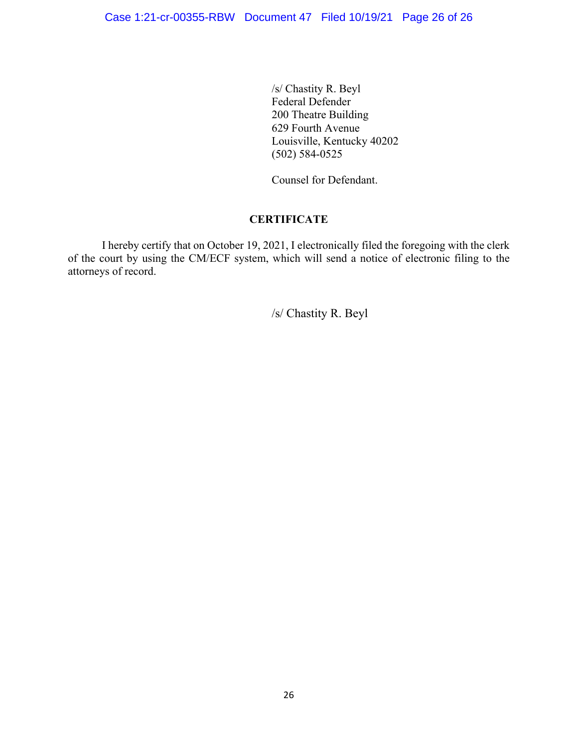/s/ Chastity R. Beyl
Federal Defender
200 Theatre Building
629 Fourth Avenue
Louisville, Kentucky 40202
(502) 584-0525

Counsel for Defendant.

**CERTIFICATE**

I hereby certify that on October 19, 2021, I electronically filed the foregoing with the clerk of the court by using the CM/ECF system, which will send a notice of electronic filing to the attorneys of record.

/s/ Chastity R. Beyl